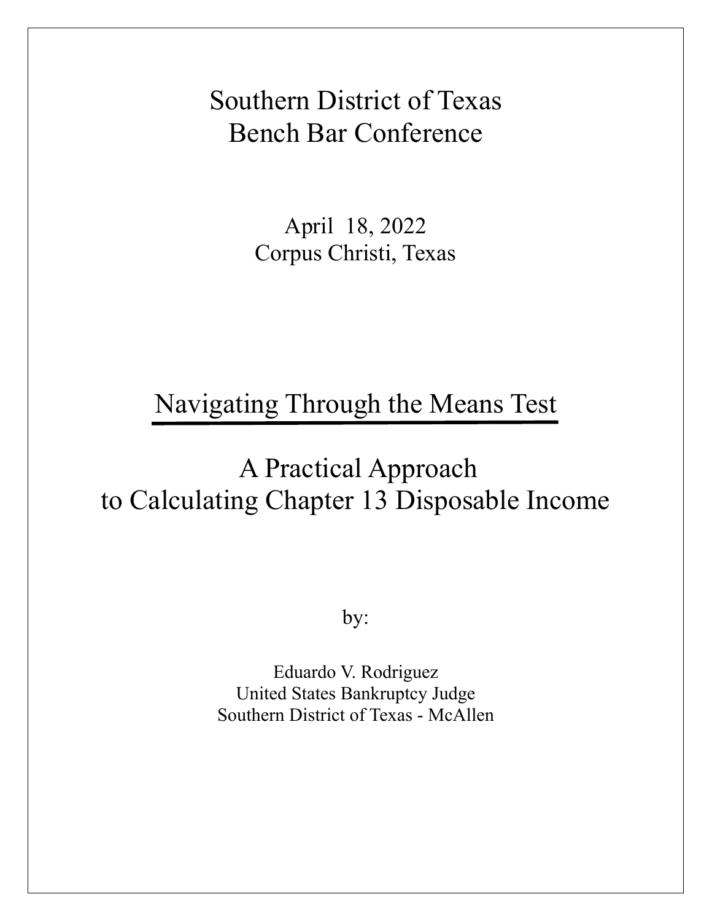# Southern District of Texas
# Bench Bar Conference

April 18, 2022
Corpus Christi, Texas

## Navigating Through the Means Test

## A Practical Approach to Calculating Chapter 13 Disposable Income

by:

Eduardo V. Rodriguez
United States Bankruptcy Judge
Southern District of Texas - McAllen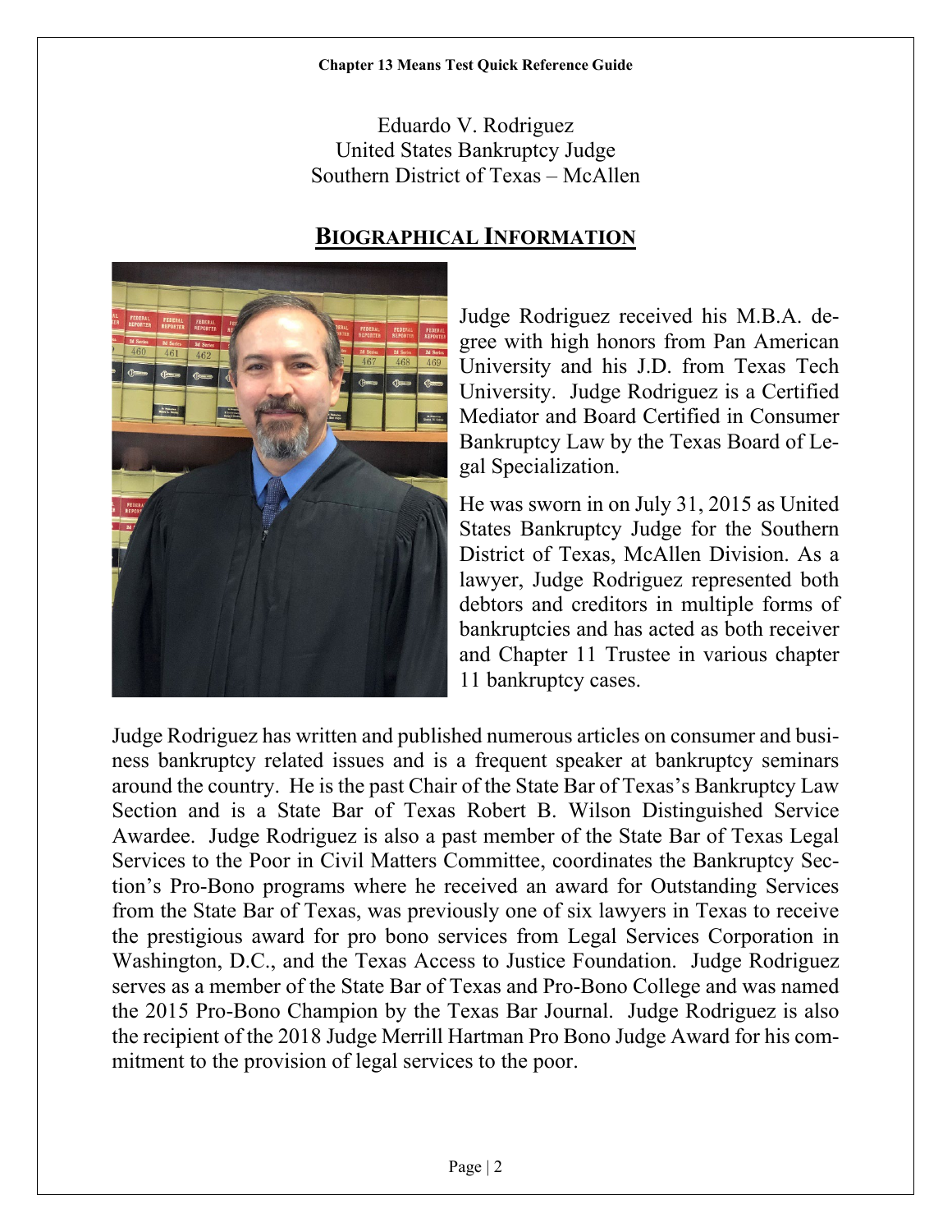Eduardo V. Rodriguez
United States Bankruptcy Judge
Southern District of Texas – McAllen

## BIOGRAPHICAL INFORMATION

Judge Rodriguez received his M.B.A. degree with high honors from Pan American University and his J.D. from Texas Tech University. Judge Rodriguez is a Certified Mediator and Board Certified in Consumer Bankruptcy Law by the Texas Board of Legal Specialization.

He was sworn in on July 31, 2015 as United States Bankruptcy Judge for the Southern District of Texas, McAllen Division. As a lawyer, Judge Rodriguez represented both debtors and creditors in multiple forms of bankruptcies and has acted as both receiver and Chapter 11 Trustee in various chapter 11 bankruptcy cases.

Judge Rodriguez has written and published numerous articles on consumer and business bankruptcy related issues and is a frequent speaker at bankruptcy seminars around the country. He is the past Chair of the State Bar of Texas's Bankruptcy Law Section and is a State Bar of Texas Robert B. Wilson Distinguished Service Awardee. Judge Rodriguez is also a past member of the State Bar of Texas Legal Services to the Poor in Civil Matters Committee, coordinates the Bankruptcy Section's Pro-Bono programs where he received an award for Outstanding Services from the State Bar of Texas, was previously one of six lawyers in Texas to receive the prestigious award for pro bono services from Legal Services Corporation in Washington, D.C., and the Texas Access to Justice Foundation. Judge Rodriguez serves as a member of the State Bar of Texas and Pro-Bono College and was named the 2015 Pro-Bono Champion by the Texas Bar Journal. Judge Rodriguez is also the recipient of the 2018 Judge Merrill Hartman Pro Bono Judge Award for his commitment to the provision of legal services to the poor.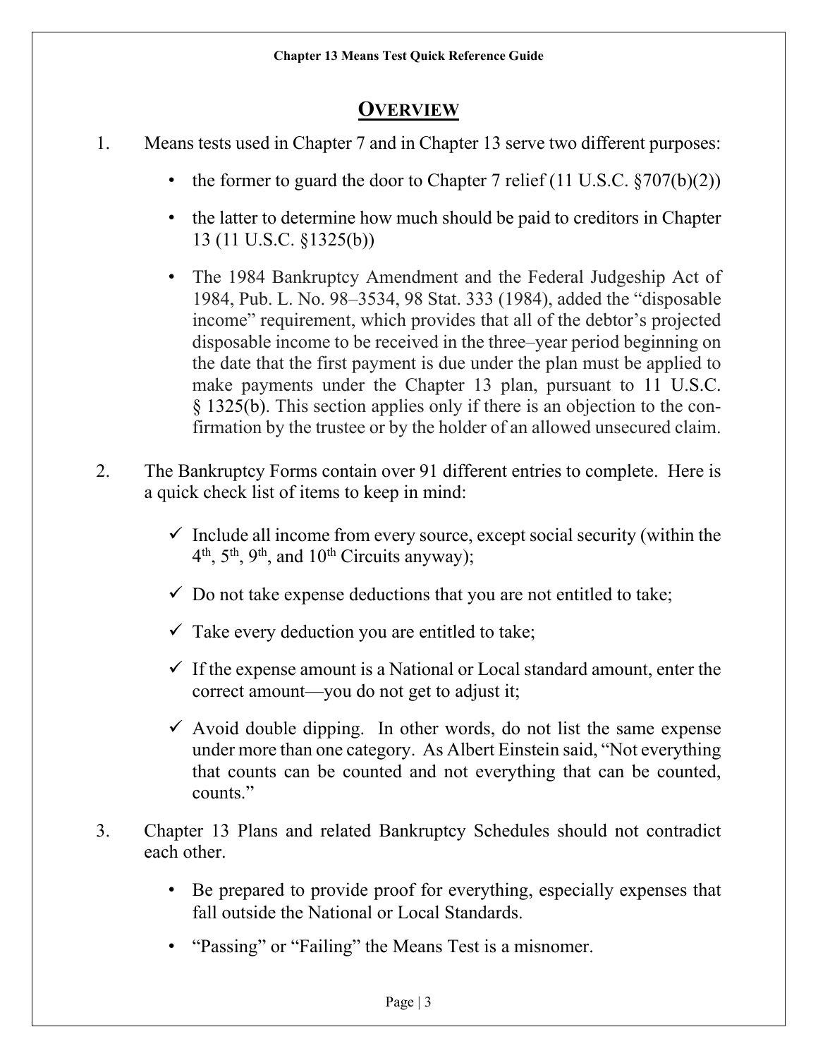## OVERVIEW

1. Means tests used in Chapter 7 and in Chapter 13 serve two different purposes:

    - the former to guard the door to Chapter 7 relief (11 U.S.C. §707(b)(2))
    - the latter to determine how much should be paid to creditors in Chapter 13 (11 U.S.C. §1325(b))
    - The 1984 Bankruptcy Amendment and the Federal Judgeship Act of 1984, Pub. L. No. 98–3534, 98 Stat. 333 (1984), added the "disposable income" requirement, which provides that all of the debtor's projected disposable income to be received in the three–year period beginning on the date that the first payment is due under the plan must be applied to make payments under the Chapter 13 plan, pursuant to 11 U.S.C. § 1325(b). This section applies only if there is an objection to the confirmation by the trustee or by the holder of an allowed unsecured claim.

2. The Bankruptcy Forms contain over 91 different entries to complete. Here is a quick check list of items to keep in mind:

    - ✓ Include all income from every source, except social security (within the 4th, 5th, 9th, and 10th Circuits anyway);
    - ✓ Do not take expense deductions that you are not entitled to take;
    - ✓ Take every deduction you are entitled to take;
    - ✓ If the expense amount is a National or Local standard amount, enter the correct amount—you do not get to adjust it;
    - ✓ Avoid double dipping. In other words, do not list the same expense under more than one category. As Albert Einstein said, "Not everything that counts can be counted and not everything that can be counted, counts."

3. Chapter 13 Plans and related Bankruptcy Schedules should not contradict each other.

    - Be prepared to provide proof for everything, especially expenses that fall outside the National or Local Standards.
    - "Passing" or "Failing" the Means Test is a misnomer.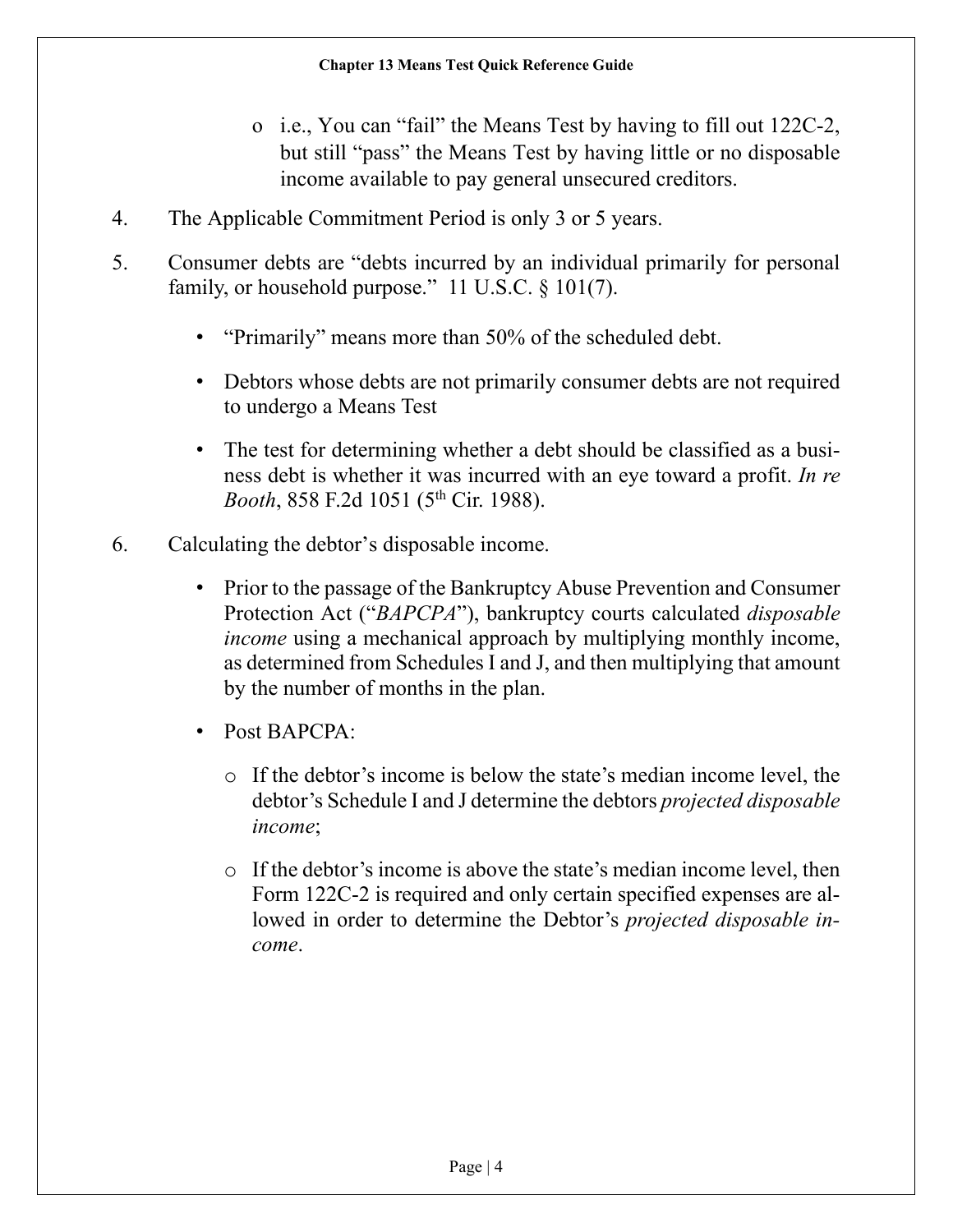- i.e., You can "fail" the Means Test by having to fill out 122C-2, but still "pass" the Means Test by having little or no disposable income available to pay general unsecured creditors.

4. The Applicable Commitment Period is only 3 or 5 years.

5. Consumer debts are "debts incurred by an individual primarily for personal family, or household purpose." 11 U.S.C. § 101(7).

   - "Primarily" means more than 50% of the scheduled debt.
   - Debtors whose debts are not primarily consumer debts are not required to undergo a Means Test
   - The test for determining whether a debt should be classified as a business debt is whether it was incurred with an eye toward a profit. *In re Booth*, 858 F.2d 1051 (5th Cir. 1988).

6. Calculating the debtor's disposable income.

   - Prior to the passage of the Bankruptcy Abuse Prevention and Consumer Protection Act ("*BAPCPA*"), bankruptcy courts calculated *disposable income* using a mechanical approach by multiplying monthly income, as determined from Schedules I and J, and then multiplying that amount by the number of months in the plan.
   - Post BAPCPA:
     - If the debtor's income is below the state's median income level, the debtor's Schedule I and J determine the debtors *projected disposable income*;
     - If the debtor's income is above the state's median income level, then Form 122C-2 is required and only certain specified expenses are allowed in order to determine the Debtor's *projected disposable income*.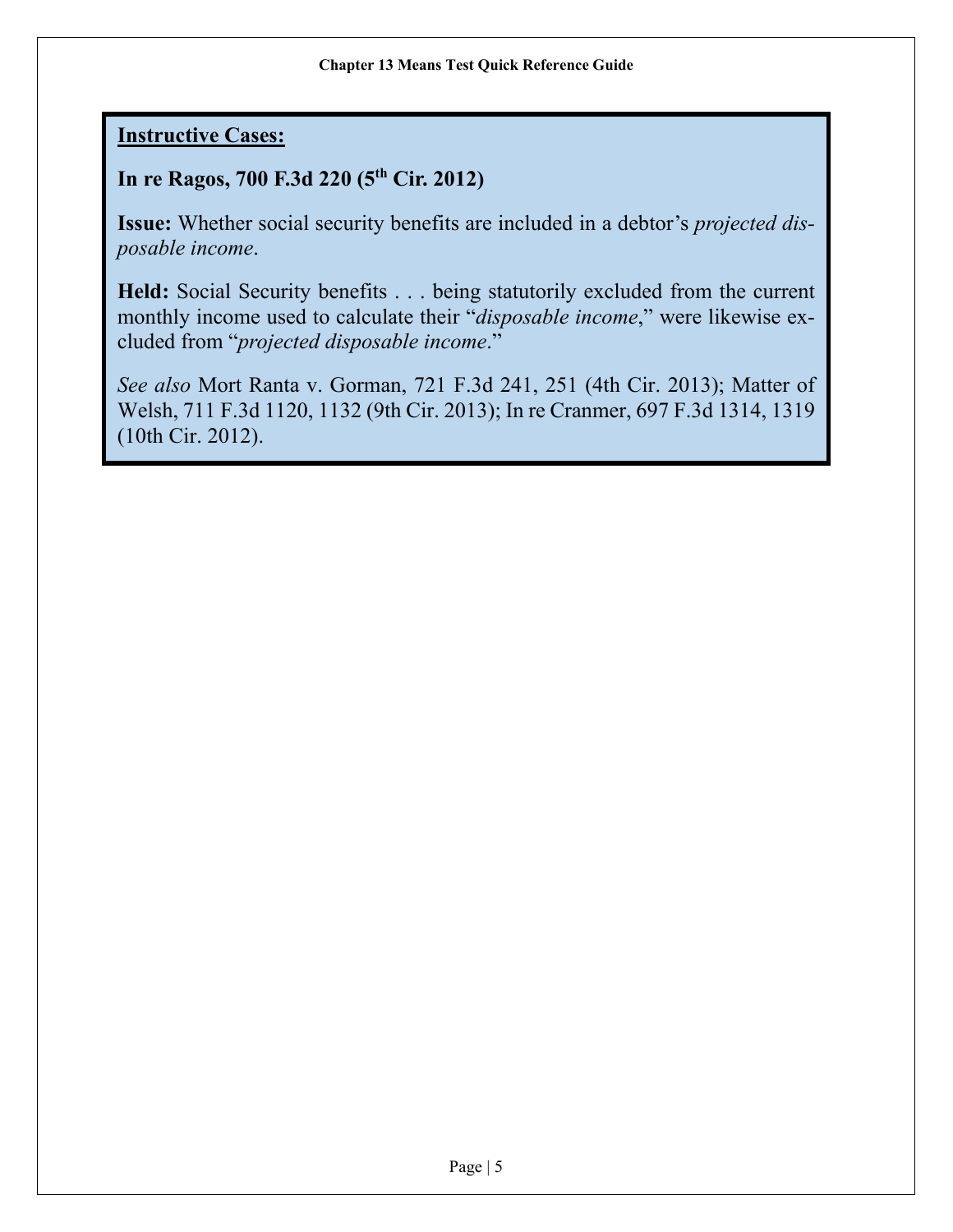**<u>Instructive Cases:</u>**

**In re Ragos, 700 F.3d 220 (5th Cir. 2012)**

**Issue:** Whether social security benefits are included in a debtor's *projected disposable income*.

**Held:** Social Security benefits . . . being statutorily excluded from the current monthly income used to calculate their "*disposable income*," were likewise excluded from "*projected disposable income*."

*See also* Mort Ranta v. Gorman, 721 F.3d 241, 251 (4th Cir. 2013); Matter of Welsh, 711 F.3d 1120, 1132 (9th Cir. 2013); In re Cranmer, 697 F.3d 1314, 1319 (10th Cir. 2012).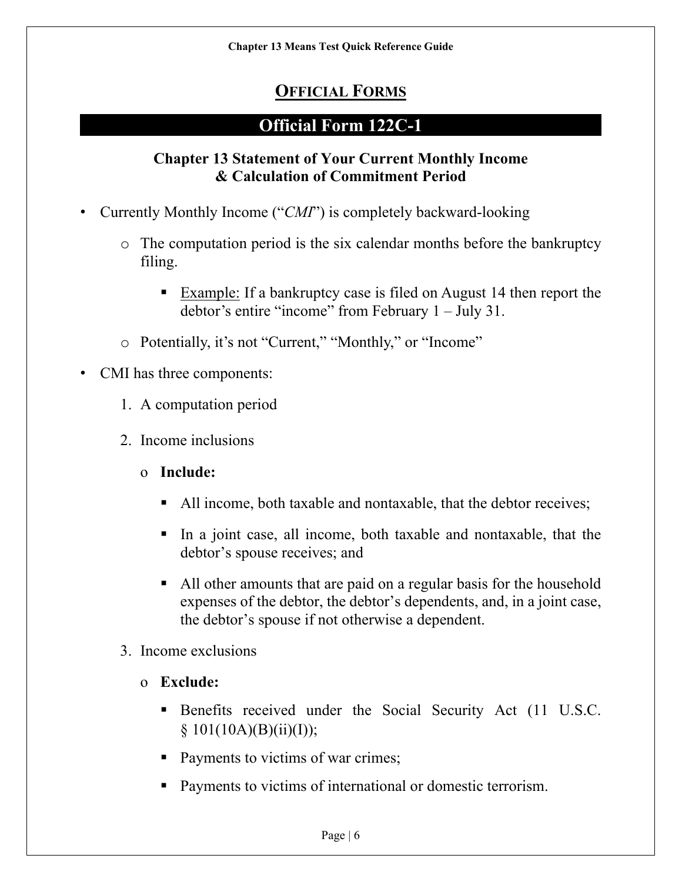## OFFICIAL FORMS

## Official Form 122C-1

### Chapter 13 Statement of Your Current Monthly Income & Calculation of Commitment Period

- Currently Monthly Income ("*CMI*") is completely backward-looking
  - The computation period is the six calendar months before the bankruptcy filing.
    - Example: If a bankruptcy case is filed on August 14 then report the debtor's entire "income" from February 1 – July 31.
  - Potentially, it's not "Current," "Monthly," or "Income"
- CMI has three components:
  1. A computation period
  2. Income inclusions
     - **Include:**
       - All income, both taxable and nontaxable, that the debtor receives;
       - In a joint case, all income, both taxable and nontaxable, that the debtor's spouse receives; and
       - All other amounts that are paid on a regular basis for the household expenses of the debtor, the debtor's dependents, and, in a joint case, the debtor's spouse if not otherwise a dependent.
  3. Income exclusions
     - **Exclude:**
       - Benefits received under the Social Security Act (11 U.S.C. § 101(10A)(B)(ii)(I));
       - Payments to victims of war crimes;
       - Payments to victims of international or domestic terrorism.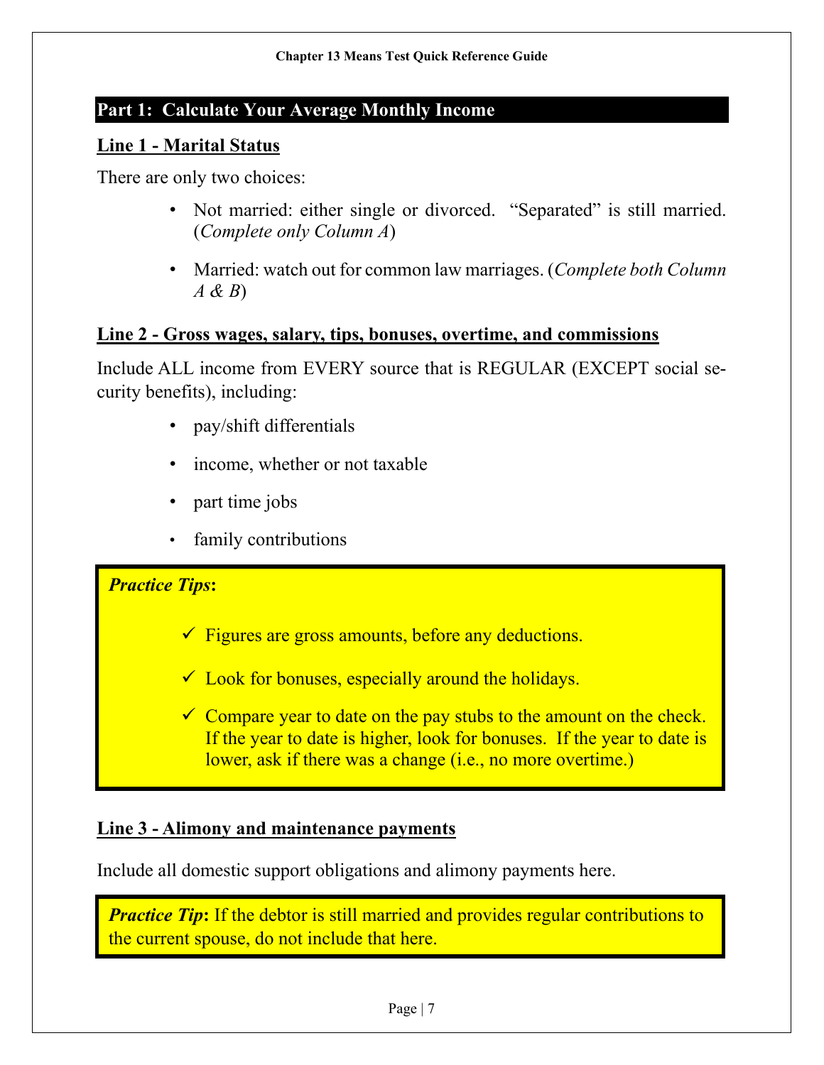## Part 1: Calculate Your Average Monthly Income

### Line 1 - Marital Status

There are only two choices:

- Not married: either single or divorced. "Separated" is still married. (*Complete only Column A*)
- Married: watch out for common law marriages. (*Complete both Column A & B*)

### Line 2 - Gross wages, salary, tips, bonuses, overtime, and commissions

Include ALL income from EVERY source that is REGULAR (EXCEPT social security benefits), including:

- pay/shift differentials
- income, whether or not taxable
- part time jobs
- family contributions

***Practice Tips*:**

- ✓ Figures are gross amounts, before any deductions.
- ✓ Look for bonuses, especially around the holidays.
- ✓ Compare year to date on the pay stubs to the amount on the check. If the year to date is higher, look for bonuses. If the year to date is lower, ask if there was a change (i.e., no more overtime.)

### Line 3 - Alimony and maintenance payments

Include all domestic support obligations and alimony payments here.

***Practice Tip*:** If the debtor is still married and provides regular contributions to the current spouse, do not include that here.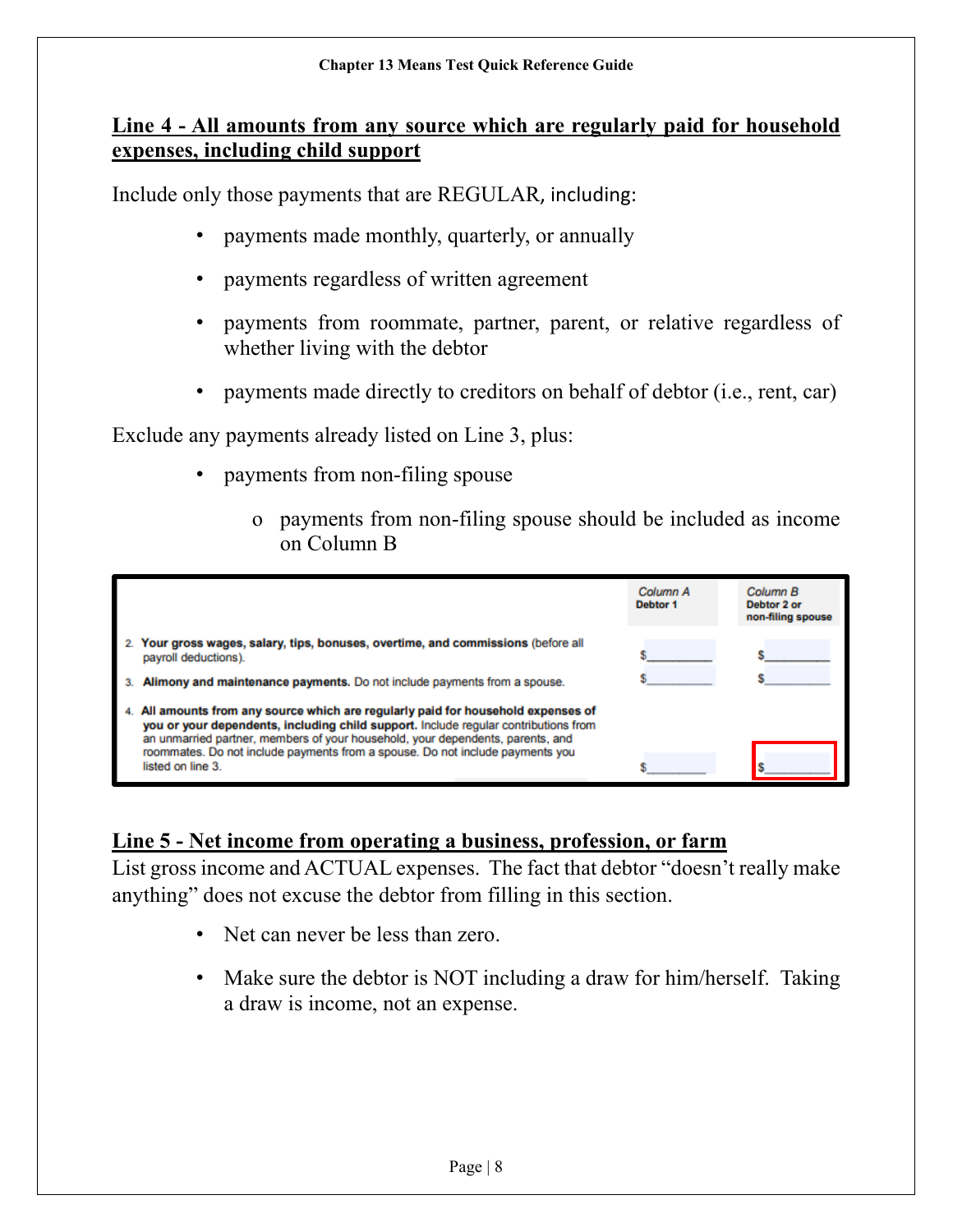## Line 4 - All amounts from any source which are regularly paid for household expenses, including child support

Include only those payments that are REGULAR, including:

- payments made monthly, quarterly, or annually
- payments regardless of written agreement
- payments from roommate, partner, parent, or relative regardless of whether living with the debtor
- payments made directly to creditors on behalf of debtor (i.e., rent, car)

Exclude any payments already listed on Line 3, plus:

- payments from non-filing spouse
  - payments from non-filing spouse should be included as income on Column B

| | Column A Debtor 1 | Column B Debtor 2 or non-filing spouse |
|---|---|---|
| 2. **Your gross wages, salary, tips, bonuses, overtime, and commissions** (before all payroll deductions). | $________ | $________ |
| 3. **Alimony and maintenance payments.** Do not include payments from a spouse. | $________ | $________ |
| 4. **All amounts from any source which are regularly paid for household expenses of you or your dependents, including child support.** Include regular contributions from an unmarried partner, members of your household, your dependents, parents, and roommates. Do not include payments from a spouse. Do not include payments you listed on line 3. | $________ | $________ |

## Line 5 - Net income from operating a business, profession, or farm

List gross income and ACTUAL expenses. The fact that debtor "doesn't really make anything" does not excuse the debtor from filling in this section.

- Net can never be less than zero.
- Make sure the debtor is NOT including a draw for him/herself. Taking a draw is income, not an expense.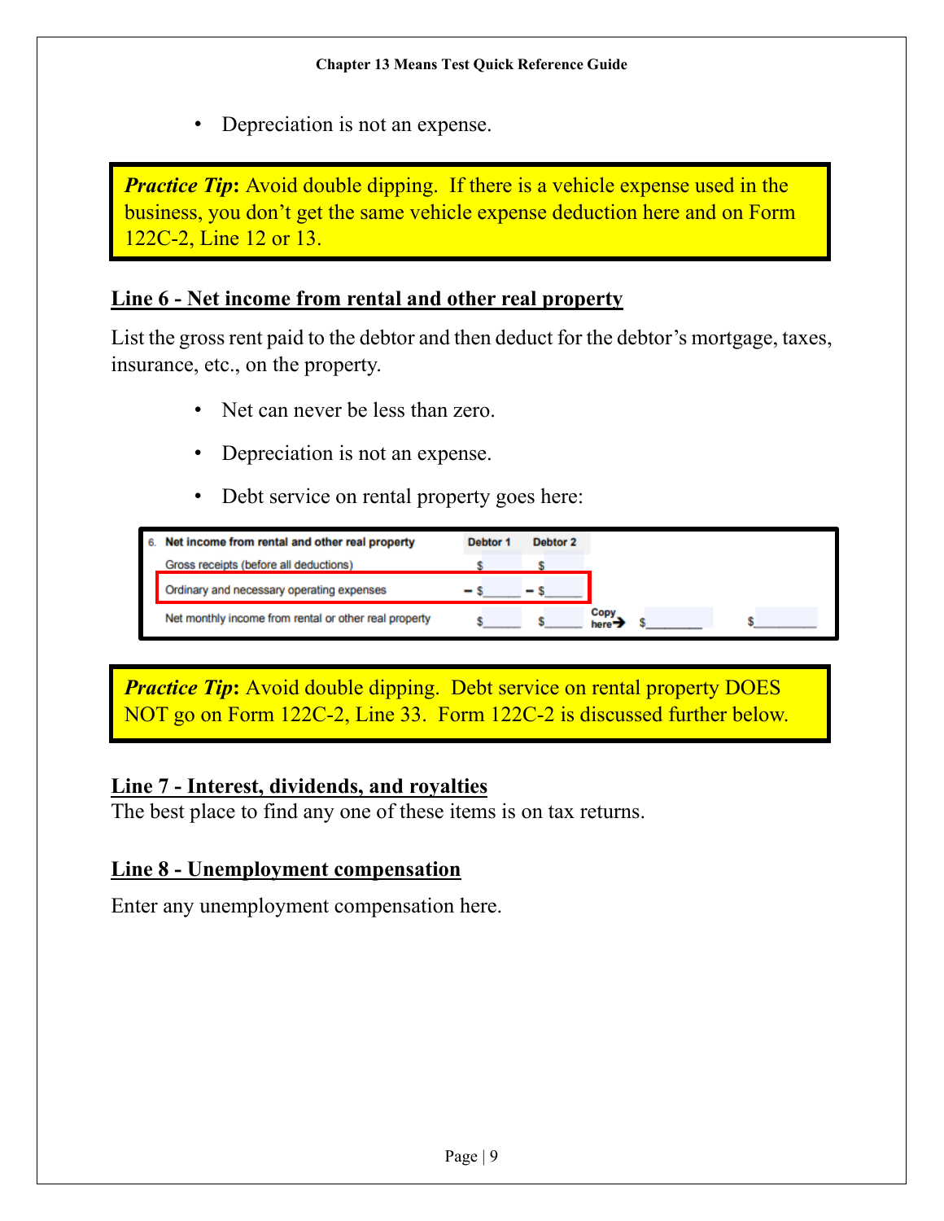- Depreciation is not an expense.

> ***Practice Tip*****:** Avoid double dipping. If there is a vehicle expense used in the business, you don't get the same vehicle expense deduction here and on Form 122C-2, Line 12 or 13.

## Line 6 - Net income from rental and other real property

List the gross rent paid to the debtor and then deduct for the debtor's mortgage, taxes, insurance, etc., on the property.

- Net can never be less than zero.
- Depreciation is not an expense.
- Debt service on rental property goes here:

| 6. **Net income from rental and other real property** | **Debtor 1** | **Debtor 2** | | | |
|---|---|---|---|---|---|
| Gross receipts (before all deductions) | $ | $ | | | |
| Ordinary and necessary operating expenses | − $____ | − $____ | | | |
| Net monthly income from rental or other real property | $____ | $____ | Copy here→ | $________ | $________ |

> ***Practice Tip*****:** Avoid double dipping. Debt service on rental property DOES NOT go on Form 122C-2, Line 33. Form 122C-2 is discussed further below.

## Line 7 - Interest, dividends, and royalties

The best place to find any one of these items is on tax returns.

## Line 8 - Unemployment compensation

Enter any unemployment compensation here.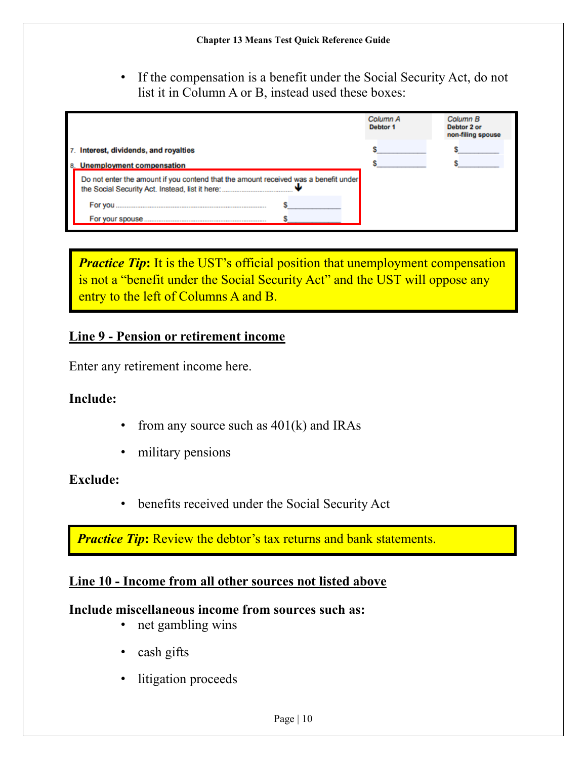- If the compensation is a benefit under the Social Security Act, do not list it in Column A or B, instead used these boxes:

| | | Column A Debtor 1 | Column B Debtor 2 or non-filing spouse |
|---|---|---|---|
| 7. **Interest, dividends, and royalties** | | $__________ | $__________ |
| 8. **Unemployment compensation** | | $__________ | $__________ |
| Do not enter the amount if you contend that the amount received was a benefit under the Social Security Act. Instead, list it here: ↓ | | | |
| For you | $__________ | | |
| For your spouse | $__________ | | |

> ***Practice Tip***: It is the UST's official position that unemployment compensation is not a "benefit under the Social Security Act" and the UST will oppose any entry to the left of Columns A and B.

## Line 9 - Pension or retirement income

Enter any retirement income here.

**Include:**

- from any source such as 401(k) and IRAs
- military pensions

**Exclude:**

- benefits received under the Social Security Act

> ***Practice Tip***: Review the debtor's tax returns and bank statements.

## Line 10 - Income from all other sources not listed above

**Include miscellaneous income from sources such as:**

- net gambling wins
- cash gifts
- litigation proceeds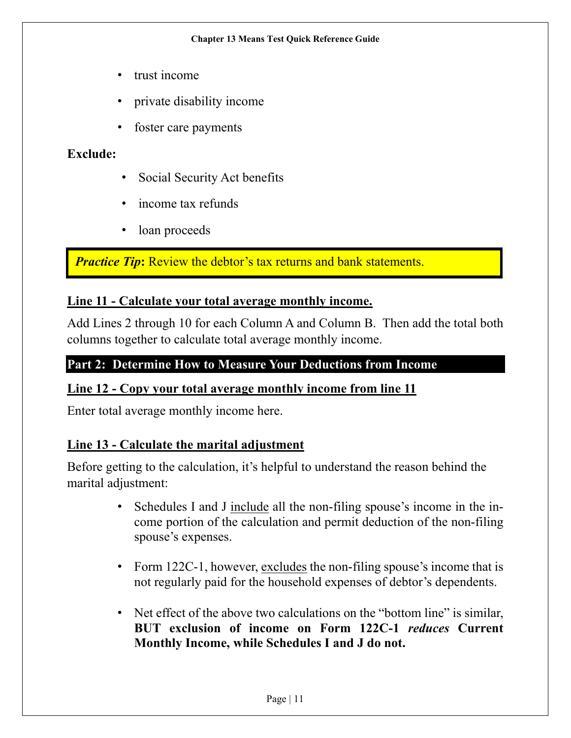- trust income
- private disability income
- foster care payments

**Exclude:**

- Social Security Act benefits
- income tax refunds
- loan proceeds

> ***Practice Tip*****:** Review the debtor's tax returns and bank statements.

**Line 11 - Calculate your total average monthly income.**

Add Lines 2 through 10 for each Column A and Column B. Then add the total both columns together to calculate total average monthly income.

## Part 2: Determine How to Measure Your Deductions from Income

**Line 12 - Copy your total average monthly income from line 11**

Enter total average monthly income here.

**Line 13 - Calculate the marital adjustment**

Before getting to the calculation, it's helpful to understand the reason behind the marital adjustment:

- Schedules I and J include all the non-filing spouse's income in the income portion of the calculation and permit deduction of the non-filing spouse's expenses.
- Form 122C-1, however, excludes the non-filing spouse's income that is not regularly paid for the household expenses of debtor's dependents.
- Net effect of the above two calculations on the "bottom line" is similar, **BUT exclusion of income on Form 122C-1 *reduces* Current Monthly Income, while Schedules I and J do not.**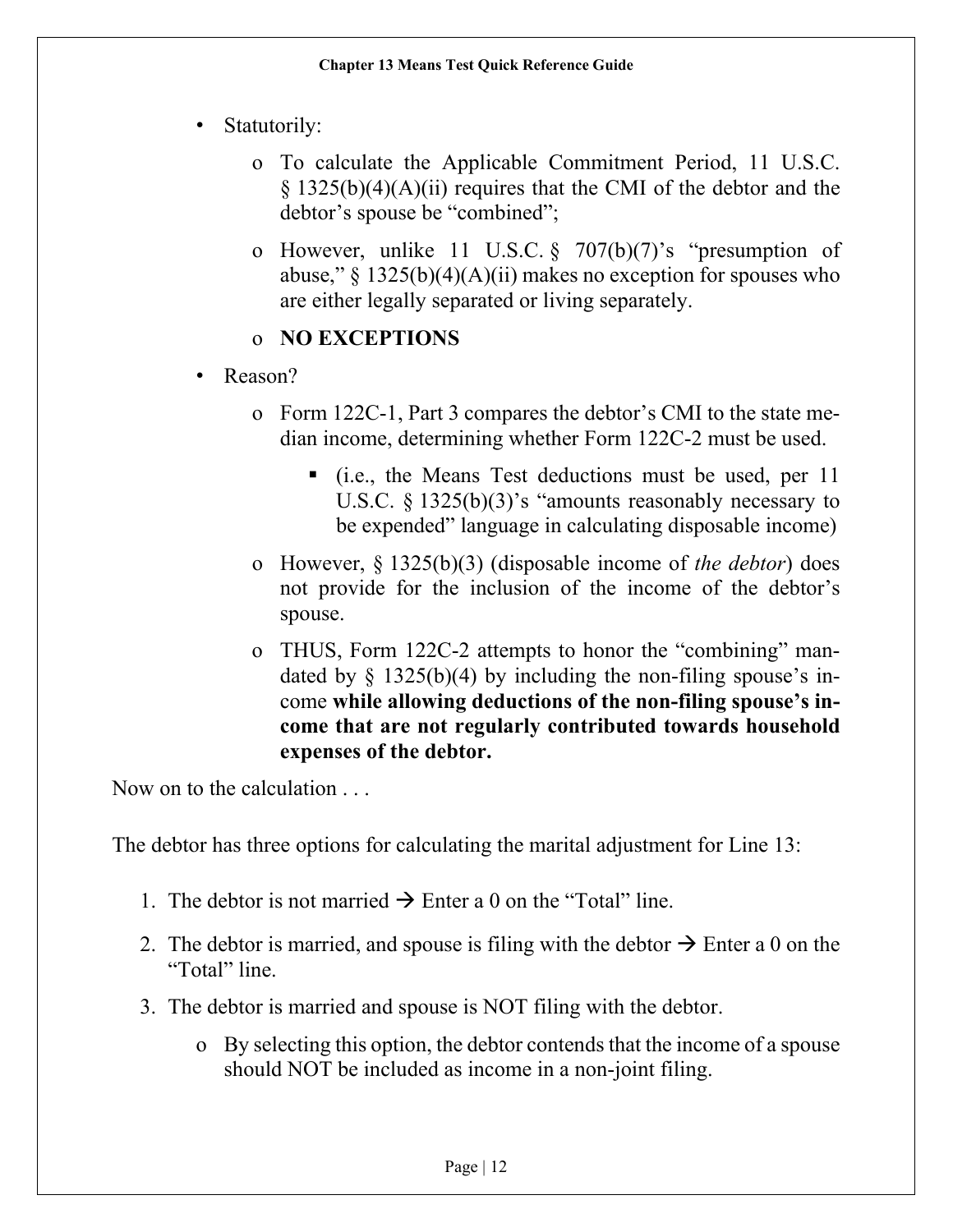- Statutorily:
  - To calculate the Applicable Commitment Period, 11 U.S.C. § 1325(b)(4)(A)(ii) requires that the CMI of the debtor and the debtor's spouse be "combined";
  - However, unlike 11 U.S.C. § 707(b)(7)'s "presumption of abuse," § 1325(b)(4)(A)(ii) makes no exception for spouses who are either legally separated or living separately.
  - **NO EXCEPTIONS**
- Reason?
  - Form 122C-1, Part 3 compares the debtor's CMI to the state median income, determining whether Form 122C-2 must be used.
    - (i.e., the Means Test deductions must be used, per 11 U.S.C. § 1325(b)(3)'s "amounts reasonably necessary to be expended" language in calculating disposable income)
  - However, § 1325(b)(3) (disposable income of *the debtor*) does not provide for the inclusion of the income of the debtor's spouse.
  - THUS, Form 122C-2 attempts to honor the "combining" mandated by § 1325(b)(4) by including the non-filing spouse's income **while allowing deductions of the non-filing spouse's income that are not regularly contributed towards household expenses of the debtor.**

Now on to the calculation . . .

The debtor has three options for calculating the marital adjustment for Line 13:

1. The debtor is not married → Enter a 0 on the "Total" line.
2. The debtor is married, and spouse is filing with the debtor → Enter a 0 on the "Total" line.
3. The debtor is married and spouse is NOT filing with the debtor.
   - By selecting this option, the debtor contends that the income of a spouse should NOT be included as income in a non-joint filing.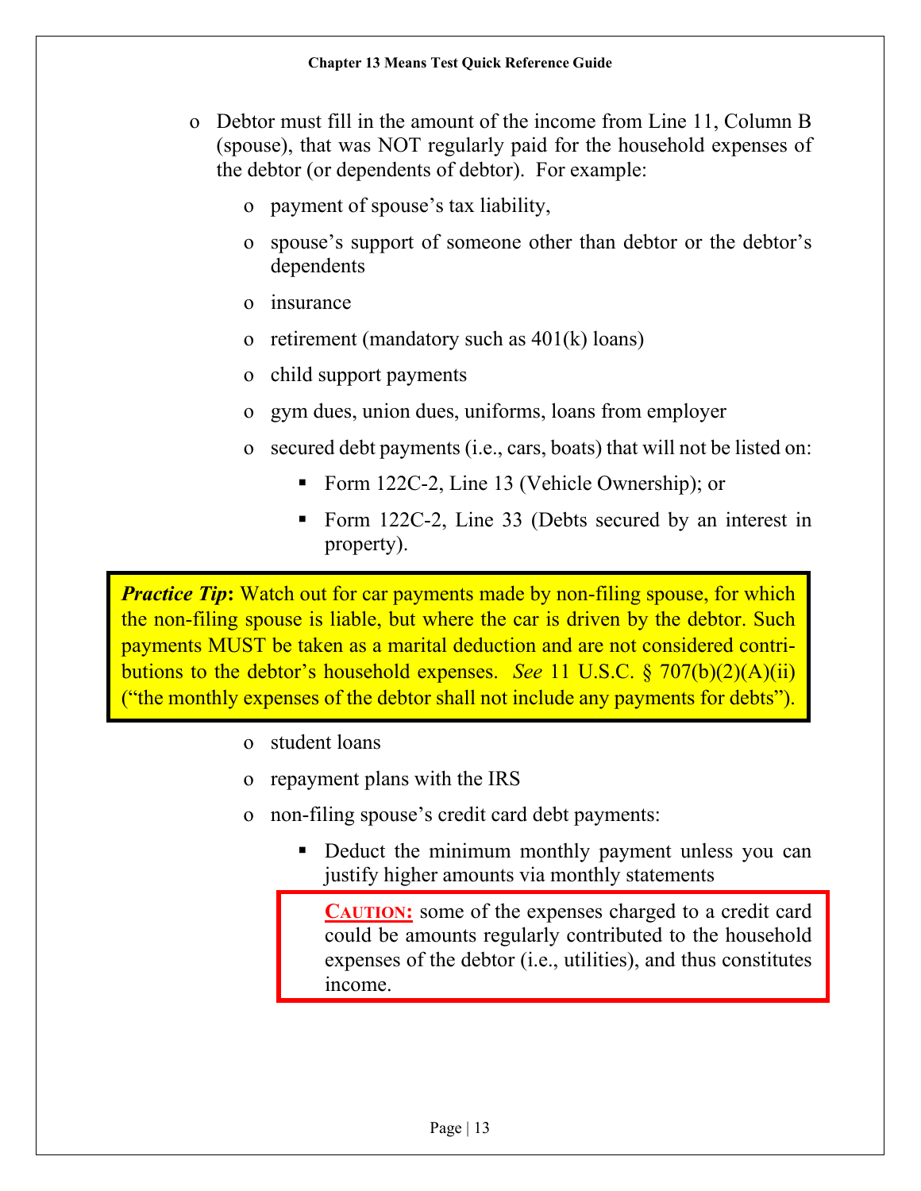- Debtor must fill in the amount of the income from Line 11, Column B (spouse), that was NOT regularly paid for the household expenses of the debtor (or dependents of debtor). For example:
  - payment of spouse's tax liability,
  - spouse's support of someone other than debtor or the debtor's dependents
  - insurance
  - retirement (mandatory such as 401(k) loans)
  - child support payments
  - gym dues, union dues, uniforms, loans from employer
  - secured debt payments (i.e., cars, boats) that will not be listed on:
    - Form 122C-2, Line 13 (Vehicle Ownership); or
    - Form 122C-2, Line 33 (Debts secured by an interest in property).

> ***Practice Tip*****:** Watch out for car payments made by non-filing spouse, for which the non-filing spouse is liable, but where the car is driven by the debtor. Such payments MUST be taken as a marital deduction and are not considered contributions to the debtor's household expenses. *See* 11 U.S.C. § 707(b)(2)(A)(ii) ("the monthly expenses of the debtor shall not include any payments for debts").

  - student loans
  - repayment plans with the IRS
  - non-filing spouse's credit card debt payments:
    - Deduct the minimum monthly payment unless you can justify higher amounts via monthly statements

> **CAUTION:** some of the expenses charged to a credit card could be amounts regularly contributed to the household expenses of the debtor (i.e., utilities), and thus constitutes income.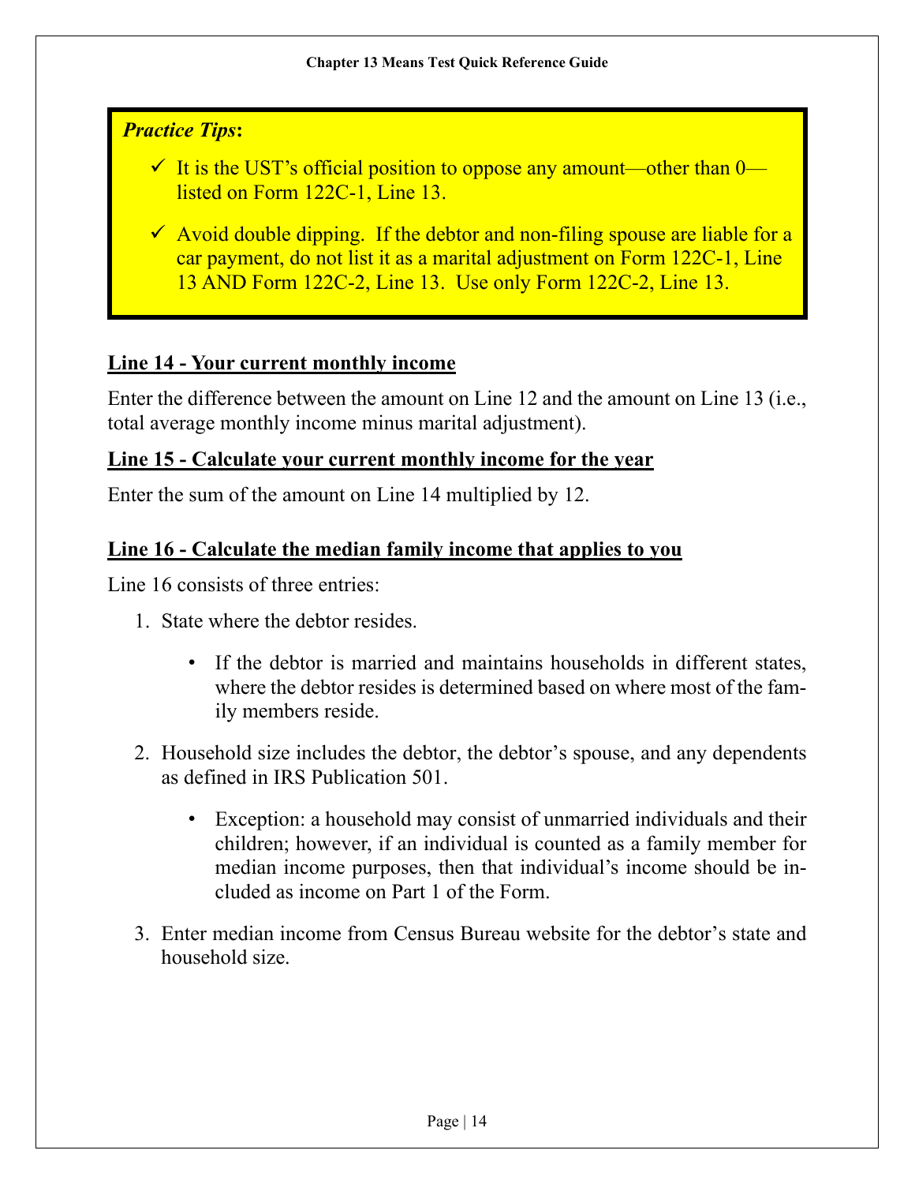***Practice Tips*:**

- ✓ It is the UST's official position to oppose any amount—other than 0—listed on Form 122C-1, Line 13.
- ✓ Avoid double dipping. If the debtor and non-filing spouse are liable for a car payment, do not list it as a marital adjustment on Form 122C-1, Line 13 AND Form 122C-2, Line 13. Use only Form 122C-2, Line 13.

## Line 14 - Your current monthly income

Enter the difference between the amount on Line 12 and the amount on Line 13 (i.e., total average monthly income minus marital adjustment).

## Line 15 - Calculate your current monthly income for the year

Enter the sum of the amount on Line 14 multiplied by 12.

## Line 16 - Calculate the median family income that applies to you

Line 16 consists of three entries:

1. State where the debtor resides.
   - If the debtor is married and maintains households in different states, where the debtor resides is determined based on where most of the family members reside.
2. Household size includes the debtor, the debtor's spouse, and any dependents as defined in IRS Publication 501.
   - Exception: a household may consist of unmarried individuals and their children; however, if an individual is counted as a family member for median income purposes, then that individual's income should be included as income on Part 1 of the Form.
3. Enter median income from Census Bureau website for the debtor's state and household size.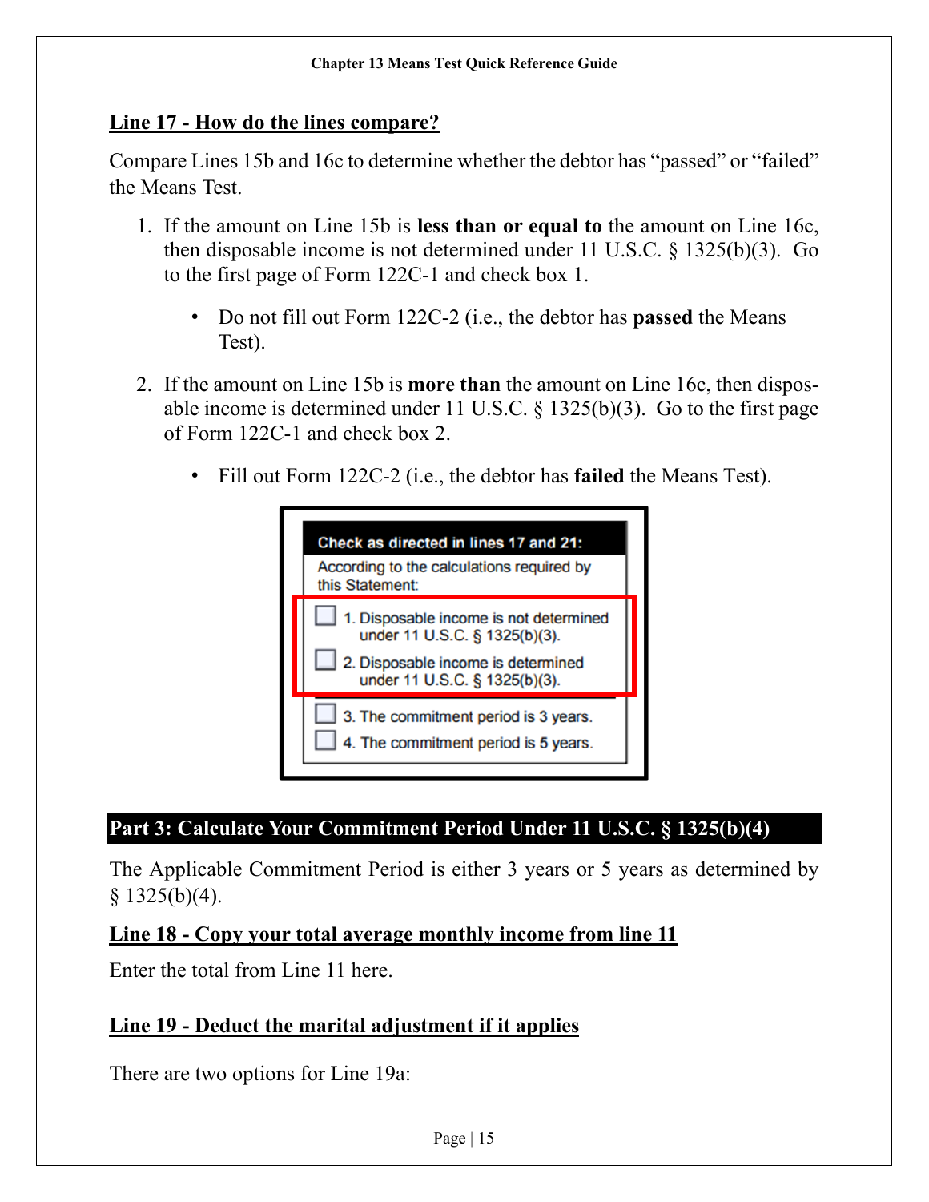## Line 17 - How do the lines compare?

Compare Lines 15b and 16c to determine whether the debtor has "passed" or "failed" the Means Test.

1. If the amount on Line 15b is **less than or equal to** the amount on Line 16c, then disposable income is not determined under 11 U.S.C. § 1325(b)(3). Go to the first page of Form 122C-1 and check box 1.

   - Do not fill out Form 122C-2 (i.e., the debtor has **passed** the Means Test).

2. If the amount on Line 15b is **more than** the amount on Line 16c, then disposable income is determined under 11 U.S.C. § 1325(b)(3). Go to the first page of Form 122C-1 and check box 2.

   - Fill out Form 122C-2 (i.e., the debtor has **failed** the Means Test).

**Check as directed in lines 17 and 21:**

According to the calculations required by this Statement:

- ☐ 1. Disposable income is not determined under 11 U.S.C. § 1325(b)(3).
- ☐ 2. Disposable income is determined under 11 U.S.C. § 1325(b)(3).
- ☐ 3. The commitment period is 3 years.
- ☐ 4. The commitment period is 5 years.

## Part 3: Calculate Your Commitment Period Under 11 U.S.C. § 1325(b)(4)

The Applicable Commitment Period is either 3 years or 5 years as determined by § 1325(b)(4).

### Line 18 - Copy your total average monthly income from line 11

Enter the total from Line 11 here.

### Line 19 - Deduct the marital adjustment if it applies

There are two options for Line 19a: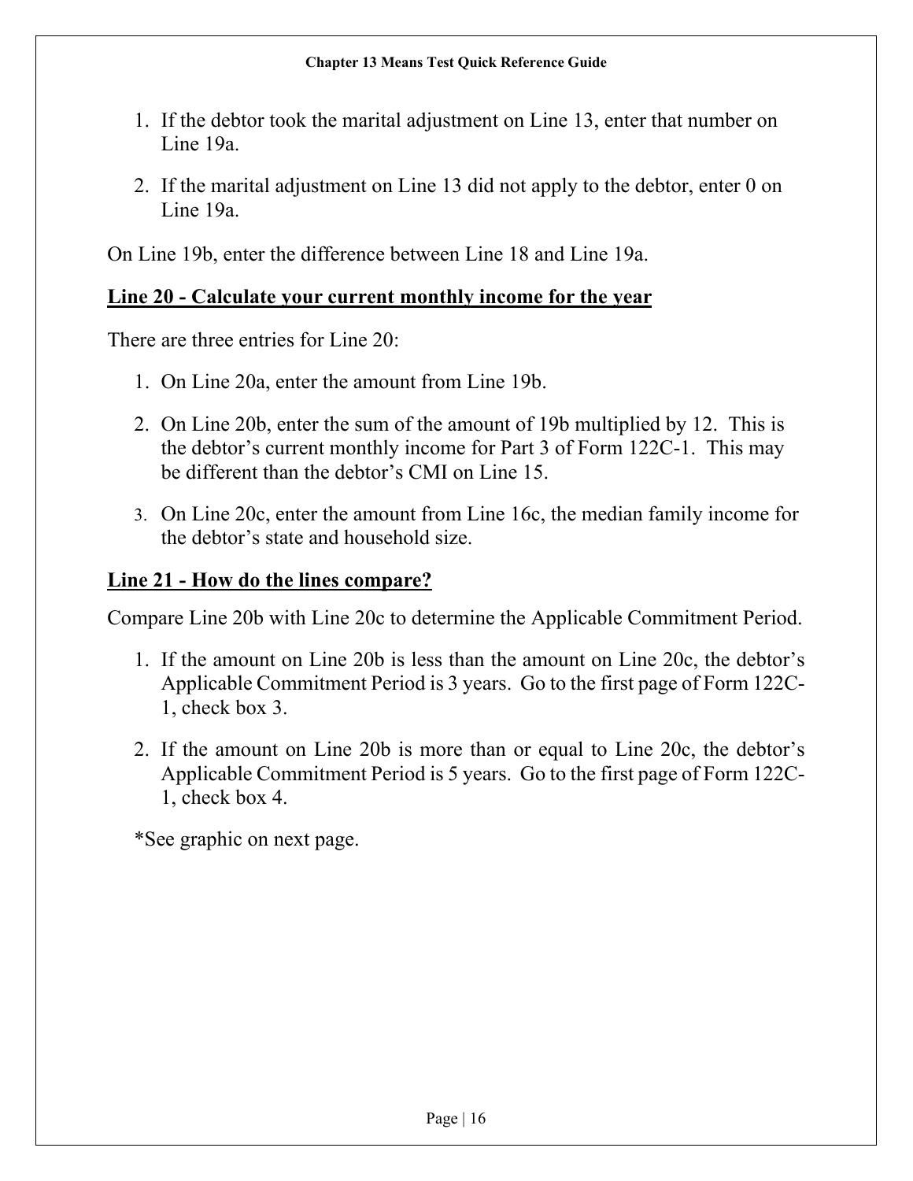1. If the debtor took the marital adjustment on Line 13, enter that number on Line 19a.

2. If the marital adjustment on Line 13 did not apply to the debtor, enter 0 on Line 19a.

On Line 19b, enter the difference between Line 18 and Line 19a.

## Line 20 - Calculate your current monthly income for the year

There are three entries for Line 20:

1. On Line 20a, enter the amount from Line 19b.

2. On Line 20b, enter the sum of the amount of 19b multiplied by 12. This is the debtor's current monthly income for Part 3 of Form 122C-1. This may be different than the debtor's CMI on Line 15.

3. On Line 20c, enter the amount from Line 16c, the median family income for the debtor's state and household size.

## Line 21 - How do the lines compare?

Compare Line 20b with Line 20c to determine the Applicable Commitment Period.

1. If the amount on Line 20b is less than the amount on Line 20c, the debtor's Applicable Commitment Period is 3 years. Go to the first page of Form 122C-1, check box 3.

2. If the amount on Line 20b is more than or equal to Line 20c, the debtor's Applicable Commitment Period is 5 years. Go to the first page of Form 122C-1, check box 4.

*See graphic on next page.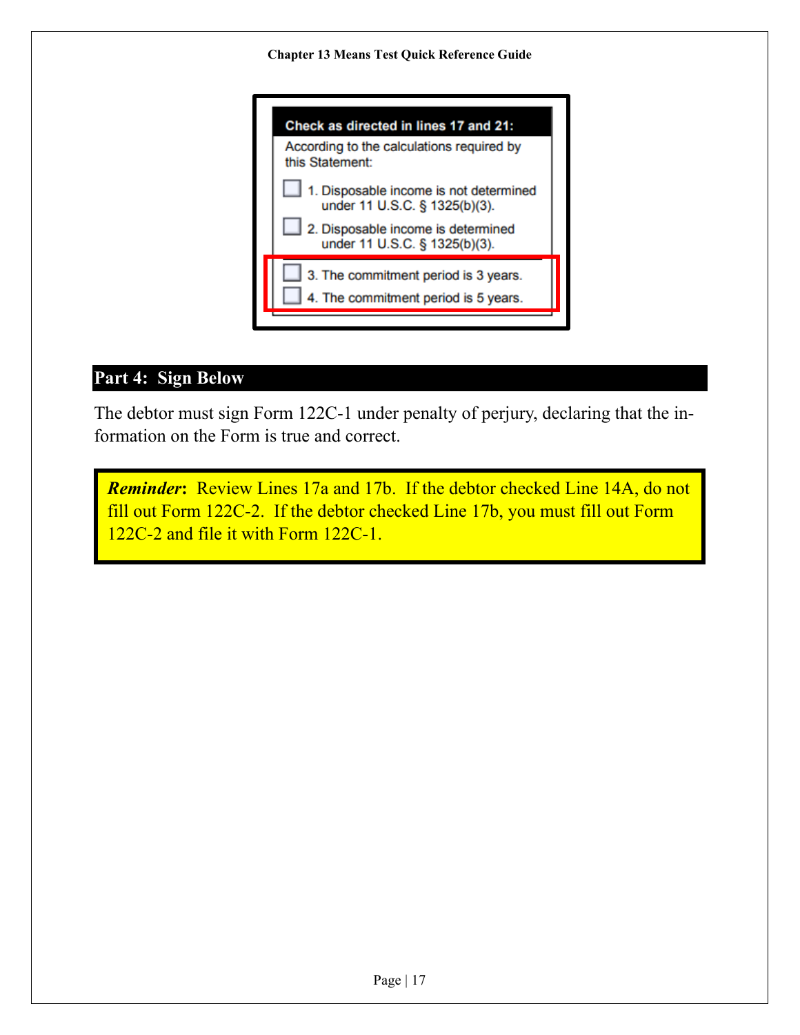**Check as directed in lines 17 and 21:**

According to the calculations required by this Statement:

- ☐ 1. Disposable income is not determined under 11 U.S.C. § 1325(b)(3).
- ☐ 2. Disposable income is determined under 11 U.S.C. § 1325(b)(3).
- ☐ 3. The commitment period is 3 years.
- ☐ 4. The commitment period is 5 years.

## Part 4: Sign Below

The debtor must sign Form 122C-1 under penalty of perjury, declaring that the information on the Form is true and correct.

> ***Reminder*:** Review Lines 17a and 17b. If the debtor checked Line 14A, do not fill out Form 122C-2. If the debtor checked Line 17b, you must fill out Form 122C-2 and file it with Form 122C-1.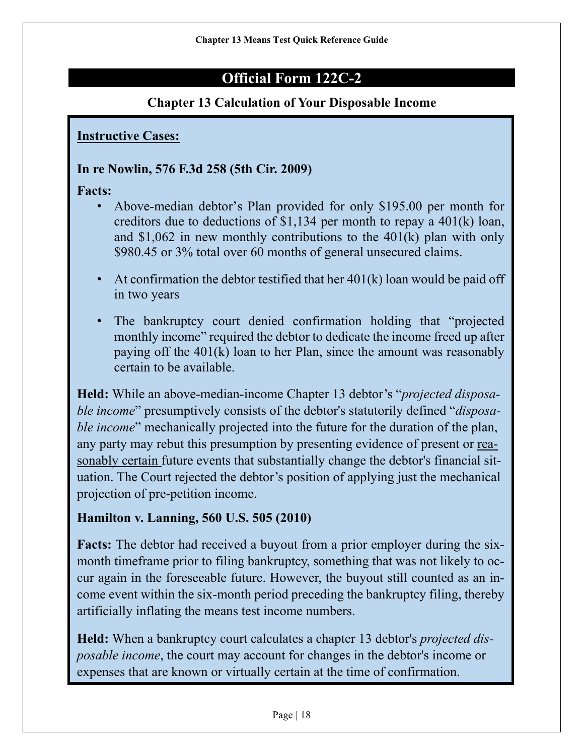## Official Form 122C-2

### Chapter 13 Calculation of Your Disposable Income

**Instructive Cases:**

**In re Nowlin, 576 F.3d 258 (5th Cir. 2009)**

**Facts:**

- Above-median debtor's Plan provided for only $195.00 per month for creditors due to deductions of $1,134 per month to repay a 401(k) loan, and $1,062 in new monthly contributions to the 401(k) plan with only $980.45 or 3% total over 60 months of general unsecured claims.
- At confirmation the debtor testified that her 401(k) loan would be paid off in two years
- The bankruptcy court denied confirmation holding that "projected monthly income" required the debtor to dedicate the income freed up after paying off the 401(k) loan to her Plan, since the amount was reasonably certain to be available.

**Held:** While an above-median-income Chapter 13 debtor's "*projected disposable income*" presumptively consists of the debtor's statutorily defined "*disposable income*" mechanically projected into the future for the duration of the plan, any party may rebut this presumption by presenting evidence of present or reasonably certain future events that substantially change the debtor's financial situation. The Court rejected the debtor's position of applying just the mechanical projection of pre-petition income.

**Hamilton v. Lanning, 560 U.S. 505 (2010)**

**Facts:** The debtor had received a buyout from a prior employer during the six-month timeframe prior to filing bankruptcy, something that was not likely to occur again in the foreseeable future. However, the buyout still counted as an income event within the six-month period preceding the bankruptcy filing, thereby artificially inflating the means test income numbers.

**Held:** When a bankruptcy court calculates a chapter 13 debtor's *projected disposable income*, the court may account for changes in the debtor's income or expenses that are known or virtually certain at the time of confirmation.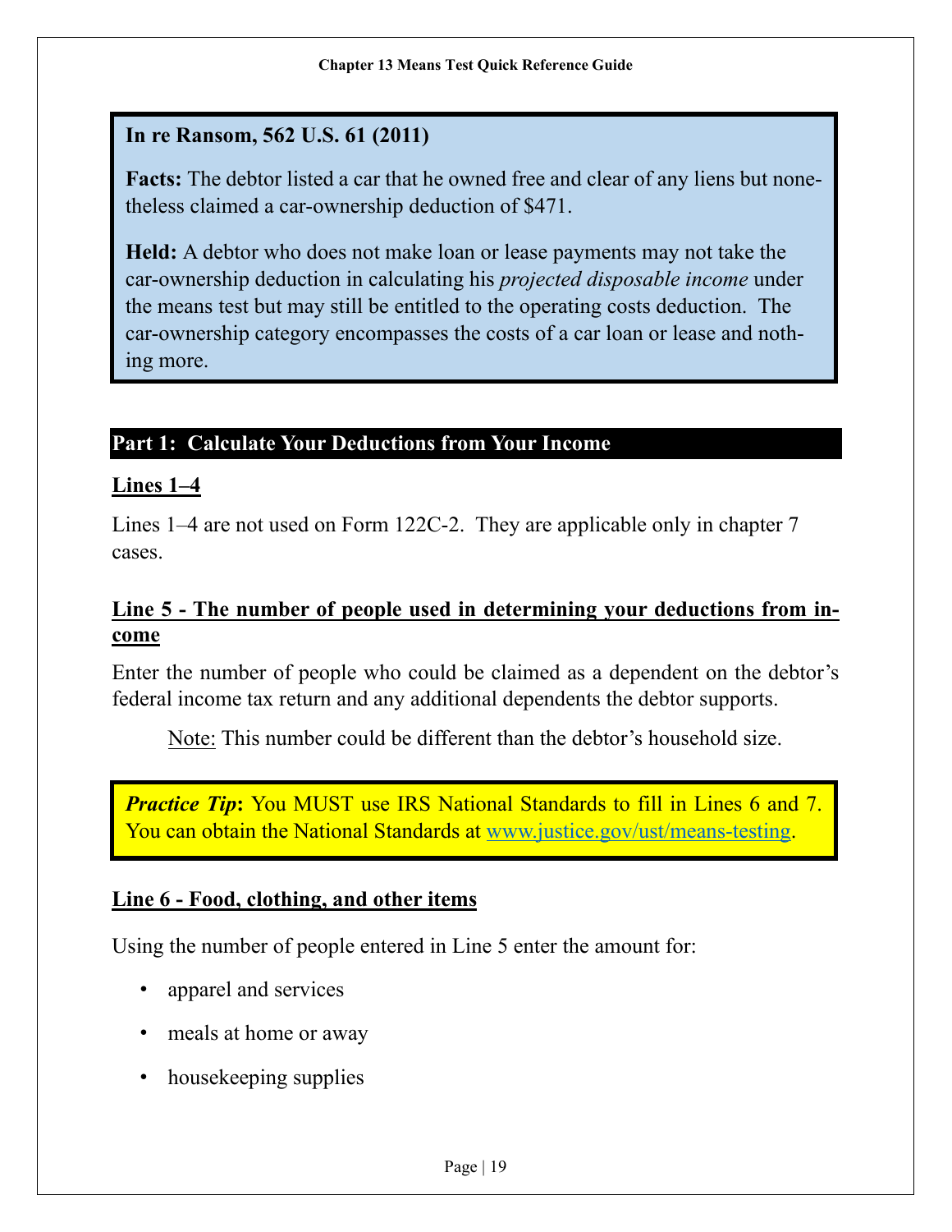**In re Ransom, 562 U.S. 61 (2011)**

**Facts:** The debtor listed a car that he owned free and clear of any liens but nonetheless claimed a car-ownership deduction of $471.

**Held:** A debtor who does not make loan or lease payments may not take the car-ownership deduction in calculating his *projected disposable income* under the means test but may still be entitled to the operating costs deduction. The car-ownership category encompasses the costs of a car loan or lease and nothing more.

## Part 1: Calculate Your Deductions from Your Income

### Lines 1–4

Lines 1–4 are not used on Form 122C-2. They are applicable only in chapter 7 cases.

### Line 5 - The number of people used in determining your deductions from income

Enter the number of people who could be claimed as a dependent on the debtor's federal income tax return and any additional dependents the debtor supports.

Note: This number could be different than the debtor's household size.

***Practice Tip*:** You MUST use IRS National Standards to fill in Lines 6 and 7. You can obtain the National Standards at www.justice.gov/ust/means-testing.

### Line 6 - Food, clothing, and other items

Using the number of people entered in Line 5 enter the amount for:

- apparel and services
- meals at home or away
- housekeeping supplies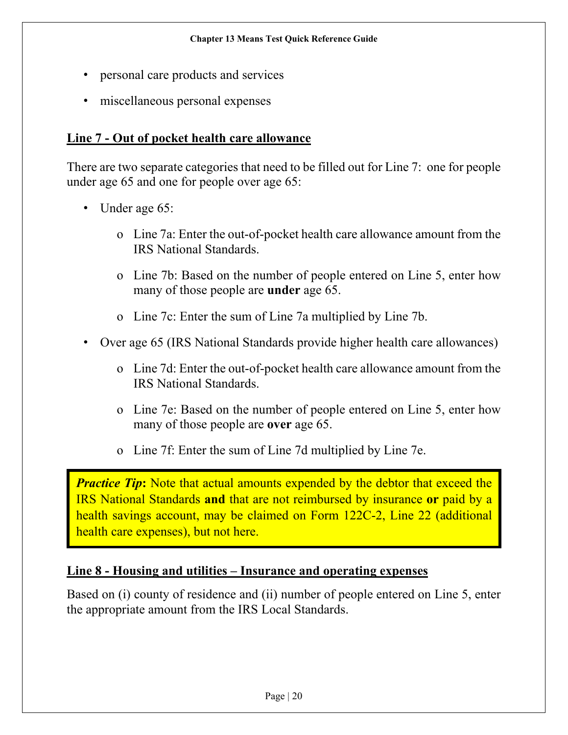- personal care products and services
- miscellaneous personal expenses

## Line 7 - Out of pocket health care allowance

There are two separate categories that need to be filled out for Line 7: one for people under age 65 and one for people over age 65:

- Under age 65:
  - Line 7a: Enter the out-of-pocket health care allowance amount from the IRS National Standards.
  - Line 7b: Based on the number of people entered on Line 5, enter how many of those people are **under** age 65.
  - Line 7c: Enter the sum of Line 7a multiplied by Line 7b.
- Over age 65 (IRS National Standards provide higher health care allowances)
  - Line 7d: Enter the out-of-pocket health care allowance amount from the IRS National Standards.
  - Line 7e: Based on the number of people entered on Line 5, enter how many of those people are **over** age 65.
  - Line 7f: Enter the sum of Line 7d multiplied by Line 7e.

> ***Practice Tip*:** Note that actual amounts expended by the debtor that exceed the IRS National Standards **and** that are not reimbursed by insurance **or** paid by a health savings account, may be claimed on Form 122C-2, Line 22 (additional health care expenses), but not here.

## Line 8 - Housing and utilities – Insurance and operating expenses

Based on (i) county of residence and (ii) number of people entered on Line 5, enter the appropriate amount from the IRS Local Standards.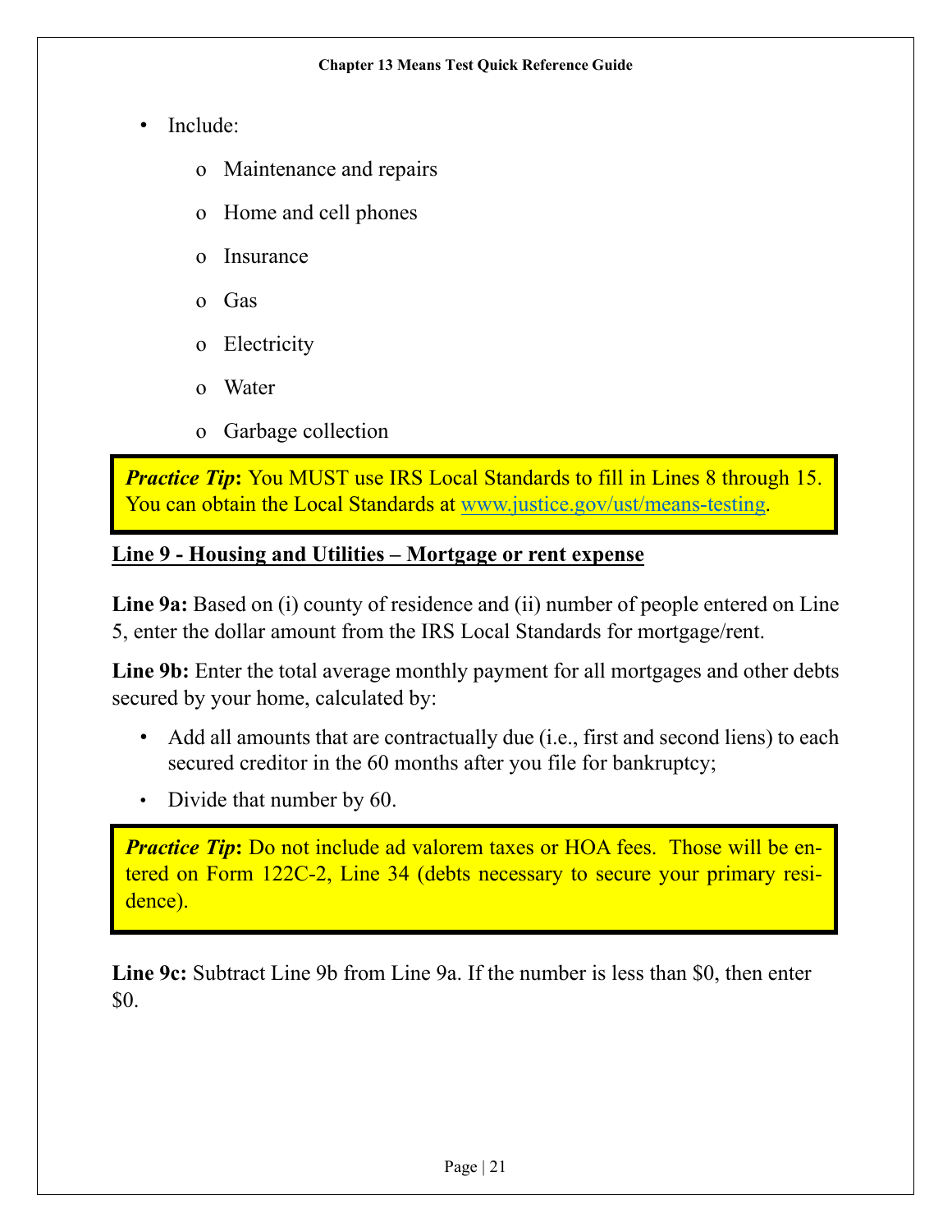- Include:
  - Maintenance and repairs
  - Home and cell phones
  - Insurance
  - Gas
  - Electricity
  - Water
  - Garbage collection

> ***Practice Tip*:** You MUST use IRS Local Standards to fill in Lines 8 through 15. You can obtain the Local Standards at [www.justice.gov/ust/means-testing](http://www.justice.gov/ust/means-testing).

**Line 9 - Housing and Utilities – Mortgage or rent expense**

**Line 9a:** Based on (i) county of residence and (ii) number of people entered on Line 5, enter the dollar amount from the IRS Local Standards for mortgage/rent.

**Line 9b:** Enter the total average monthly payment for all mortgages and other debts secured by your home, calculated by:

- Add all amounts that are contractually due (i.e., first and second liens) to each secured creditor in the 60 months after you file for bankruptcy;
- Divide that number by 60.

> ***Practice Tip*:** Do not include ad valorem taxes or HOA fees. Those will be entered on Form 122C-2, Line 34 (debts necessary to secure your primary residence).

**Line 9c:** Subtract Line 9b from Line 9a. If the number is less than $0, then enter $0.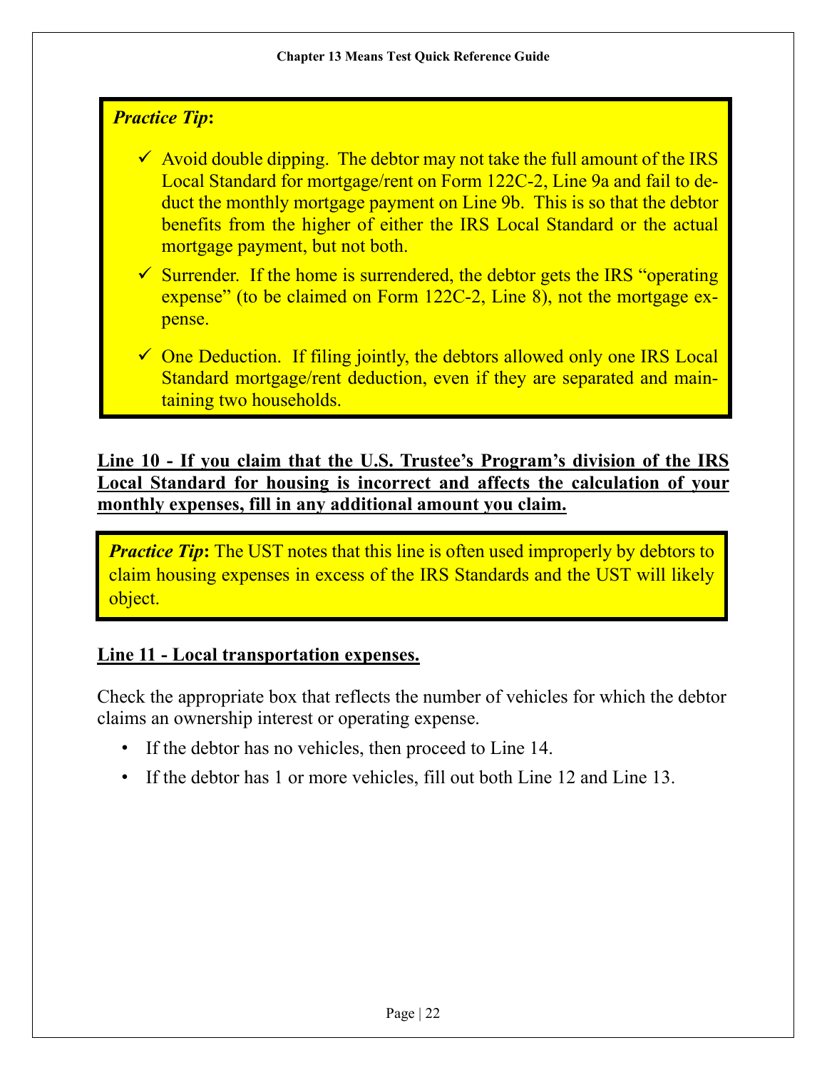***Practice Tip*:**

- ✓ Avoid double dipping. The debtor may not take the full amount of the IRS Local Standard for mortgage/rent on Form 122C-2, Line 9a and fail to deduct the monthly mortgage payment on Line 9b. This is so that the debtor benefits from the higher of either the IRS Local Standard or the actual mortgage payment, but not both.
- ✓ Surrender. If the home is surrendered, the debtor gets the IRS "operating expense" (to be claimed on Form 122C-2, Line 8), not the mortgage expense.
- ✓ One Deduction. If filing jointly, the debtors allowed only one IRS Local Standard mortgage/rent deduction, even if they are separated and maintaining two households.

**Line 10 - If you claim that the U.S. Trustee's Program's division of the IRS Local Standard for housing is incorrect and affects the calculation of your monthly expenses, fill in any additional amount you claim.**

***Practice Tip*:** The UST notes that this line is often used improperly by debtors to claim housing expenses in excess of the IRS Standards and the UST will likely object.

**Line 11 - Local transportation expenses.**

Check the appropriate box that reflects the number of vehicles for which the debtor claims an ownership interest or operating expense.

- If the debtor has no vehicles, then proceed to Line 14.
- If the debtor has 1 or more vehicles, fill out both Line 12 and Line 13.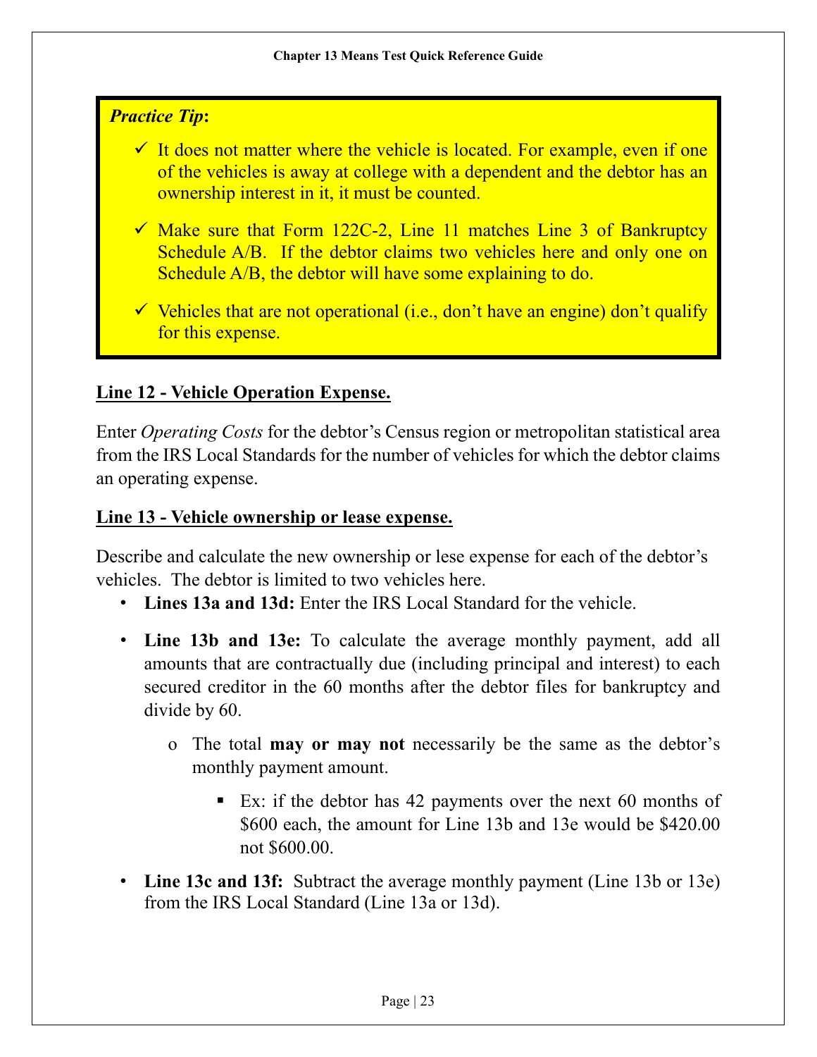*Practice Tip***:**

- ✓ It does not matter where the vehicle is located. For example, even if one of the vehicles is away at college with a dependent and the debtor has an ownership interest in it, it must be counted.
- ✓ Make sure that Form 122C-2, Line 11 matches Line 3 of Bankruptcy Schedule A/B. If the debtor claims two vehicles here and only one on Schedule A/B, the debtor will have some explaining to do.
- ✓ Vehicles that are not operational (i.e., don't have an engine) don't qualify for this expense.

## Line 12 - Vehicle Operation Expense.

Enter *Operating Costs* for the debtor's Census region or metropolitan statistical area from the IRS Local Standards for the number of vehicles for which the debtor claims an operating expense.

## Line 13 - Vehicle ownership or lease expense.

Describe and calculate the new ownership or lese expense for each of the debtor's vehicles. The debtor is limited to two vehicles here.

- **Lines 13a and 13d:** Enter the IRS Local Standard for the vehicle.
- **Line 13b and 13e:** To calculate the average monthly payment, add all amounts that are contractually due (including principal and interest) to each secured creditor in the 60 months after the debtor files for bankruptcy and divide by 60.
  - The total **may or may not** necessarily be the same as the debtor's monthly payment amount.
    - Ex: if the debtor has 42 payments over the next 60 months of $600 each, the amount for Line 13b and 13e would be $420.00 not $600.00.
- **Line 13c and 13f:** Subtract the average monthly payment (Line 13b or 13e) from the IRS Local Standard (Line 13a or 13d).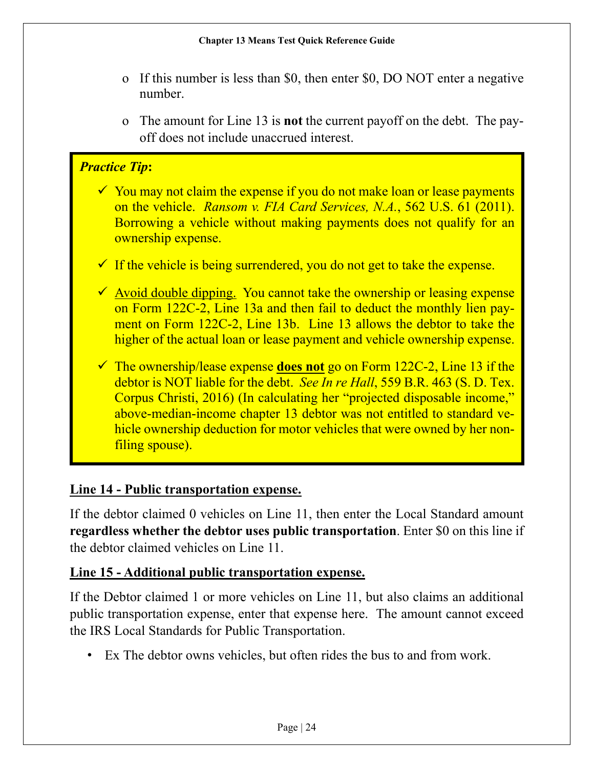- If this number is less than $0, then enter $0, DO NOT enter a negative number.
- The amount for Line 13 is **not** the current payoff on the debt. The payoff does not include unaccrued interest.

> ***Practice Tip*:**
>
> - ✓ You may not claim the expense if you do not make loan or lease payments on the vehicle. *Ransom v. FIA Card Services, N.A.*, 562 U.S. 61 (2011). Borrowing a vehicle without making payments does not qualify for an ownership expense.
> - ✓ If the vehicle is being surrendered, you do not get to take the expense.
> - ✓ Avoid double dipping. You cannot take the ownership or leasing expense on Form 122C-2, Line 13a and then fail to deduct the monthly lien payment on Form 122C-2, Line 13b. Line 13 allows the debtor to take the higher of the actual loan or lease payment and vehicle ownership expense.
> - ✓ The ownership/lease expense **does not** go on Form 122C-2, Line 13 if the debtor is NOT liable for the debt. *See In re Hall*, 559 B.R. 463 (S. D. Tex. Corpus Christi, 2016) (In calculating her "projected disposable income," above-median-income chapter 13 debtor was not entitled to standard vehicle ownership deduction for motor vehicles that were owned by her non-filing spouse).

## Line 14 - Public transportation expense.

If the debtor claimed 0 vehicles on Line 11, then enter the Local Standard amount **regardless whether the debtor uses public transportation**. Enter $0 on this line if the debtor claimed vehicles on Line 11.

## Line 15 - Additional public transportation expense.

If the Debtor claimed 1 or more vehicles on Line 11, but also claims an additional public transportation expense, enter that expense here. The amount cannot exceed the IRS Local Standards for Public Transportation.

- Ex The debtor owns vehicles, but often rides the bus to and from work.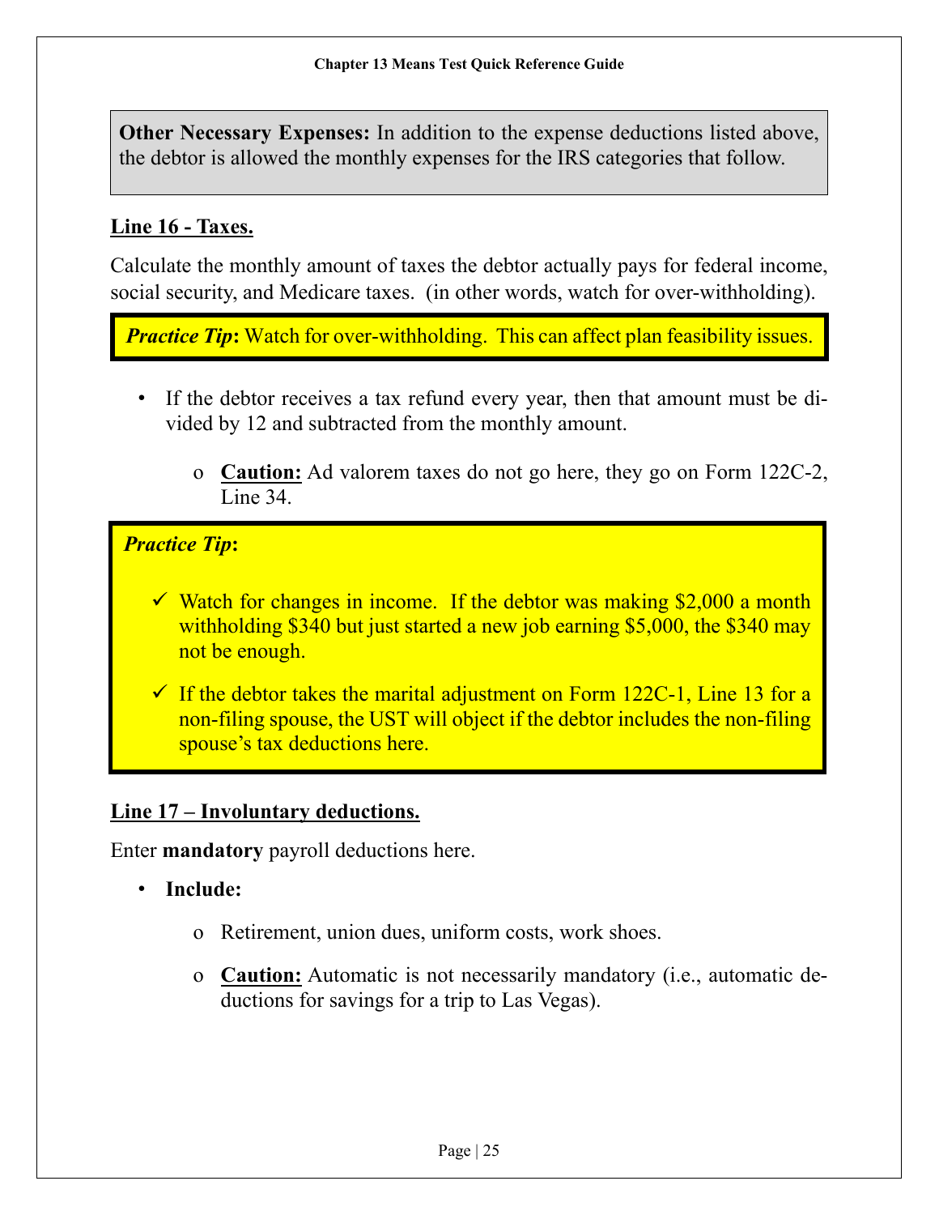**Other Necessary Expenses:** In addition to the expense deductions listed above, the debtor is allowed the monthly expenses for the IRS categories that follow.

## Line 16 - Taxes.

Calculate the monthly amount of taxes the debtor actually pays for federal income, social security, and Medicare taxes. (in other words, watch for over-withholding).

> ***Practice Tip*:** Watch for over-withholding. This can affect plan feasibility issues.

- If the debtor receives a tax refund every year, then that amount must be divided by 12 and subtracted from the monthly amount.
  - **Caution:** Ad valorem taxes do not go here, they go on Form 122C-2, Line 34.

> ***Practice Tip*:**
>
> - ✓ Watch for changes in income. If the debtor was making $2,000 a month withholding $340 but just started a new job earning $5,000, the $340 may not be enough.
> - ✓ If the debtor takes the marital adjustment on Form 122C-1, Line 13 for a non-filing spouse, the UST will object if the debtor includes the non-filing spouse's tax deductions here.

## Line 17 – Involuntary deductions.

Enter **mandatory** payroll deductions here.

- **Include:**
  - Retirement, union dues, uniform costs, work shoes.
  - **Caution:** Automatic is not necessarily mandatory (i.e., automatic deductions for savings for a trip to Las Vegas).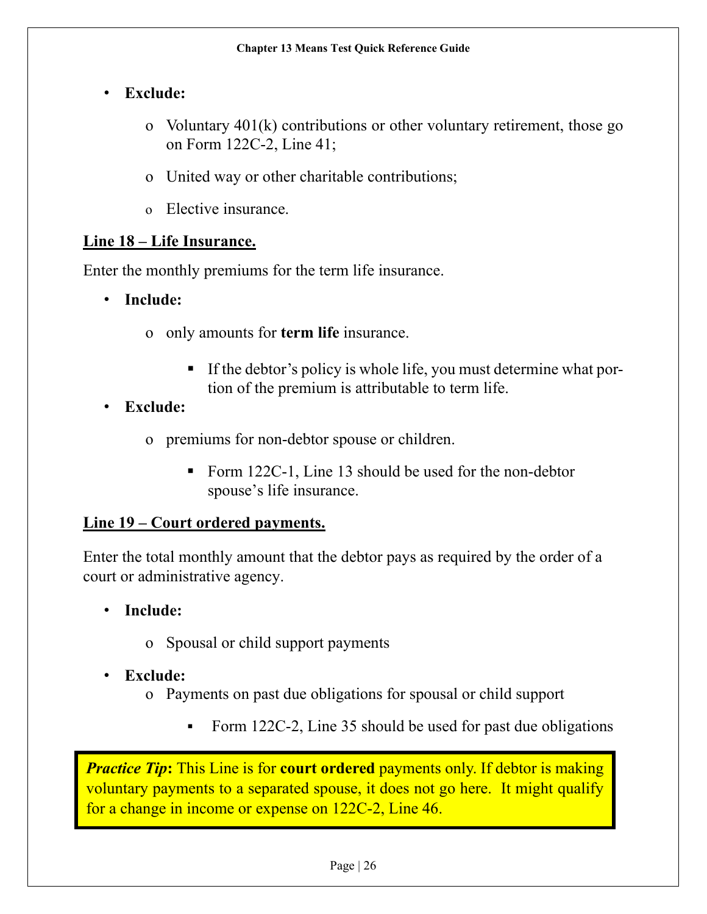- **Exclude:**
  - Voluntary 401(k) contributions or other voluntary retirement, those go on Form 122C-2, Line 41;
  - United way or other charitable contributions;
  - Elective insurance.

**Line 18 – Life Insurance.**

Enter the monthly premiums for the term life insurance.

- **Include:**
  - only amounts for **term life** insurance.
    - If the debtor's policy is whole life, you must determine what portion of the premium is attributable to term life.
- **Exclude:**
  - premiums for non-debtor spouse or children.
    - Form 122C-1, Line 13 should be used for the non-debtor spouse's life insurance.

**Line 19 – Court ordered payments.**

Enter the total monthly amount that the debtor pays as required by the order of a court or administrative agency.

- **Include:**
  - Spousal or child support payments
- **Exclude:**
  - Payments on past due obligations for spousal or child support
    - Form 122C-2, Line 35 should be used for past due obligations

> ***Practice Tip*:** This Line is for **court ordered** payments only. If debtor is making voluntary payments to a separated spouse, it does not go here. It might qualify for a change in income or expense on 122C-2, Line 46.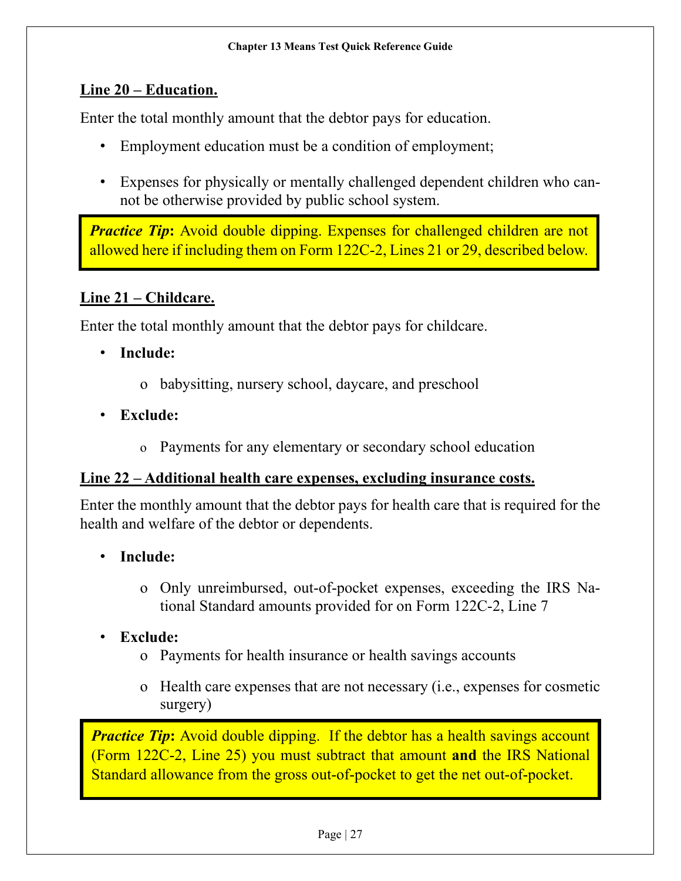### Line 20 – Education.

Enter the total monthly amount that the debtor pays for education.

- Employment education must be a condition of employment;
- Expenses for physically or mentally challenged dependent children who cannot be otherwise provided by public school system.

> ***Practice Tip*:** Avoid double dipping. Expenses for challenged children are not allowed here if including them on Form 122C-2, Lines 21 or 29, described below.

### Line 21 – Childcare.

Enter the total monthly amount that the debtor pays for childcare.

- **Include:**
  - babysitting, nursery school, daycare, and preschool
- **Exclude:**
  - Payments for any elementary or secondary school education

### Line 22 – Additional health care expenses, excluding insurance costs.

Enter the monthly amount that the debtor pays for health care that is required for the health and welfare of the debtor or dependents.

- **Include:**
  - Only unreimbursed, out-of-pocket expenses, exceeding the IRS National Standard amounts provided for on Form 122C-2, Line 7
- **Exclude:**
  - Payments for health insurance or health savings accounts
  - Health care expenses that are not necessary (i.e., expenses for cosmetic surgery)

> ***Practice Tip*:** Avoid double dipping. If the debtor has a health savings account (Form 122C-2, Line 25) you must subtract that amount **and** the IRS National Standard allowance from the gross out-of-pocket to get the net out-of-pocket.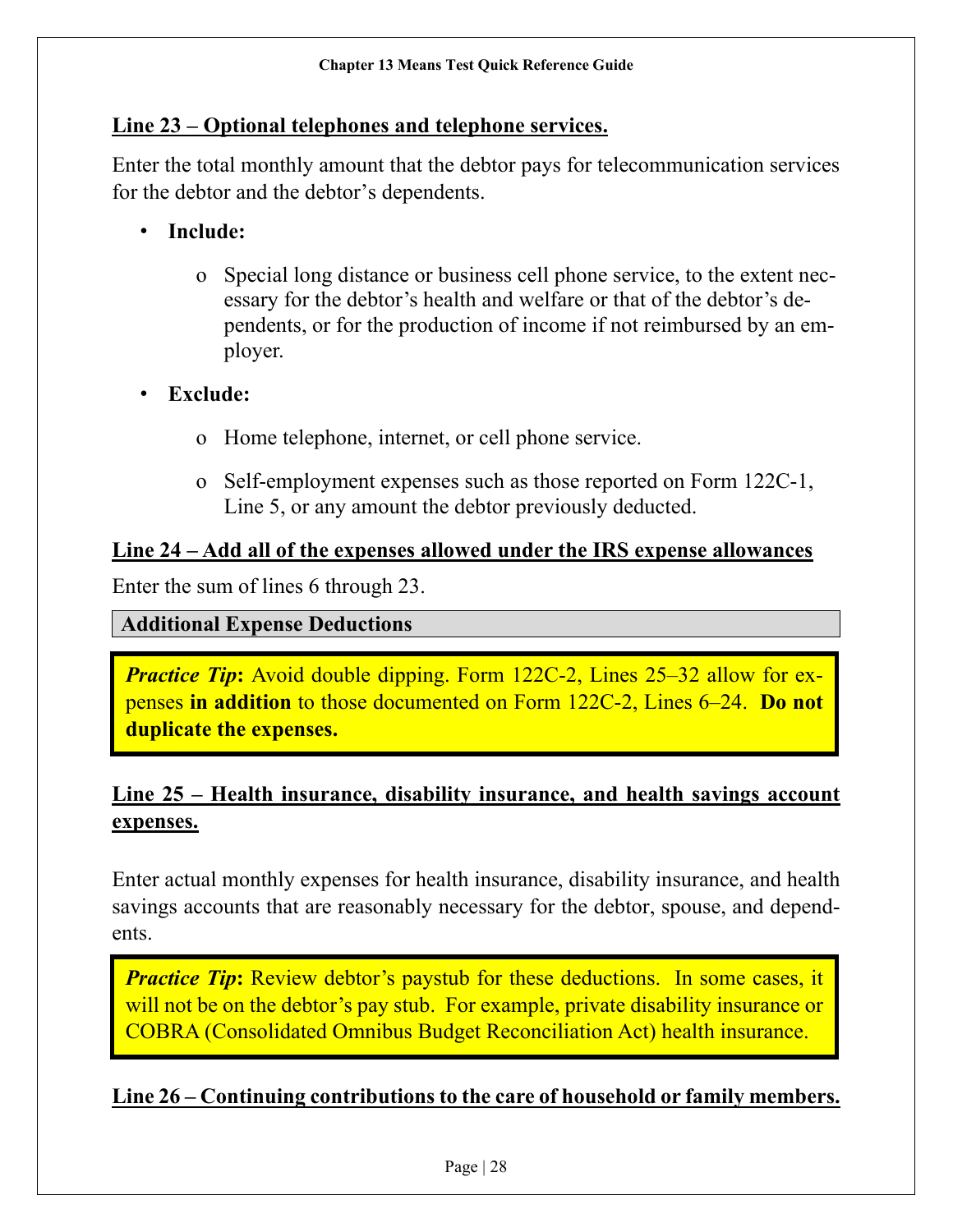**Line 23 – Optional telephones and telephone services.**

Enter the total monthly amount that the debtor pays for telecommunication services for the debtor and the debtor's dependents.

- **Include:**
  - Special long distance or business cell phone service, to the extent necessary for the debtor's health and welfare or that of the debtor's dependents, or for the production of income if not reimbursed by an employer.
- **Exclude:**
  - Home telephone, internet, or cell phone service.
  - Self-employment expenses such as those reported on Form 122C-1, Line 5, or any amount the debtor previously deducted.

**Line 24 – Add all of the expenses allowed under the IRS expense allowances**

Enter the sum of lines 6 through 23.

## Additional Expense Deductions

> ***Practice Tip*:** Avoid double dipping. Form 122C-2, Lines 25–32 allow for expenses **in addition** to those documented on Form 122C-2, Lines 6–24. **Do not duplicate the expenses.**

**Line 25 – Health insurance, disability insurance, and health savings account expenses.**

Enter actual monthly expenses for health insurance, disability insurance, and health savings accounts that are reasonably necessary for the debtor, spouse, and dependents.

> ***Practice Tip*:** Review debtor's paystub for these deductions. In some cases, it will not be on the debtor's pay stub. For example, private disability insurance or COBRA (Consolidated Omnibus Budget Reconciliation Act) health insurance.

**Line 26 – Continuing contributions to the care of household or family members.**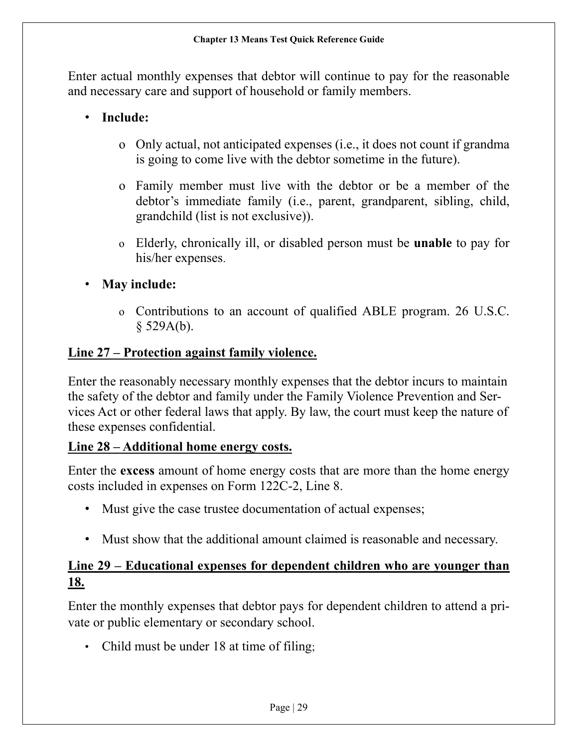Enter actual monthly expenses that debtor will continue to pay for the reasonable and necessary care and support of household or family members.

- **Include:**
  - Only actual, not anticipated expenses (i.e., it does not count if grandma is going to come live with the debtor sometime in the future).
  - Family member must live with the debtor or be a member of the debtor's immediate family (i.e., parent, grandparent, sibling, child, grandchild (list is not exclusive)).
  - Elderly, chronically ill, or disabled person must be **unable** to pay for his/her expenses.
- **May include:**
  - Contributions to an account of qualified ABLE program. 26 U.S.C. § 529A(b).

**Line 27 – Protection against family violence.**

Enter the reasonably necessary monthly expenses that the debtor incurs to maintain the safety of the debtor and family under the Family Violence Prevention and Services Act or other federal laws that apply. By law, the court must keep the nature of these expenses confidential.

**Line 28 – Additional home energy costs.**

Enter the **excess** amount of home energy costs that are more than the home energy costs included in expenses on Form 122C-2, Line 8.

- Must give the case trustee documentation of actual expenses;
- Must show that the additional amount claimed is reasonable and necessary.

**Line 29 – Educational expenses for dependent children who are younger than 18.**

Enter the monthly expenses that debtor pays for dependent children to attend a private or public elementary or secondary school.

- Child must be under 18 at time of filing;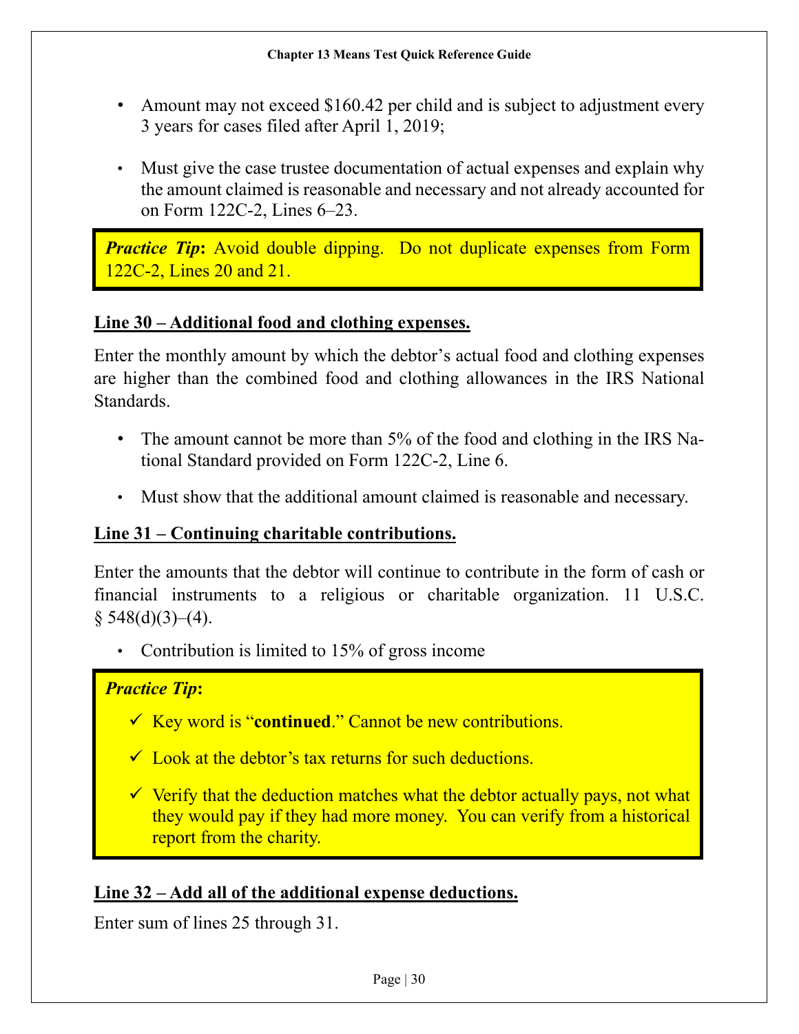- Amount may not exceed $160.42 per child and is subject to adjustment every 3 years for cases filed after April 1, 2019;
- Must give the case trustee documentation of actual expenses and explain why the amount claimed is reasonable and necessary and not already accounted for on Form 122C-2, Lines 6–23.

> ***Practice Tip*:** Avoid double dipping. Do not duplicate expenses from Form 122C-2, Lines 20 and 21.

**<u>Line 30 – Additional food and clothing expenses.</u>**

Enter the monthly amount by which the debtor's actual food and clothing expenses are higher than the combined food and clothing allowances in the IRS National Standards.

- The amount cannot be more than 5% of the food and clothing in the IRS National Standard provided on Form 122C-2, Line 6.
- Must show that the additional amount claimed is reasonable and necessary.

**<u>Line 31 – Continuing charitable contributions.</u>**

Enter the amounts that the debtor will continue to contribute in the form of cash or financial instruments to a religious or charitable organization. 11 U.S.C. § 548(d)(3)–(4).

- Contribution is limited to 15% of gross income

> ***Practice Tip*:**
>
> - ✓ Key word is "**continued**." Cannot be new contributions.
> - ✓ Look at the debtor's tax returns for such deductions.
> - ✓ Verify that the deduction matches what the debtor actually pays, not what they would pay if they had more money. You can verify from a historical report from the charity.

**<u>Line 32 – Add all of the additional expense deductions.</u>**

Enter sum of lines 25 through 31.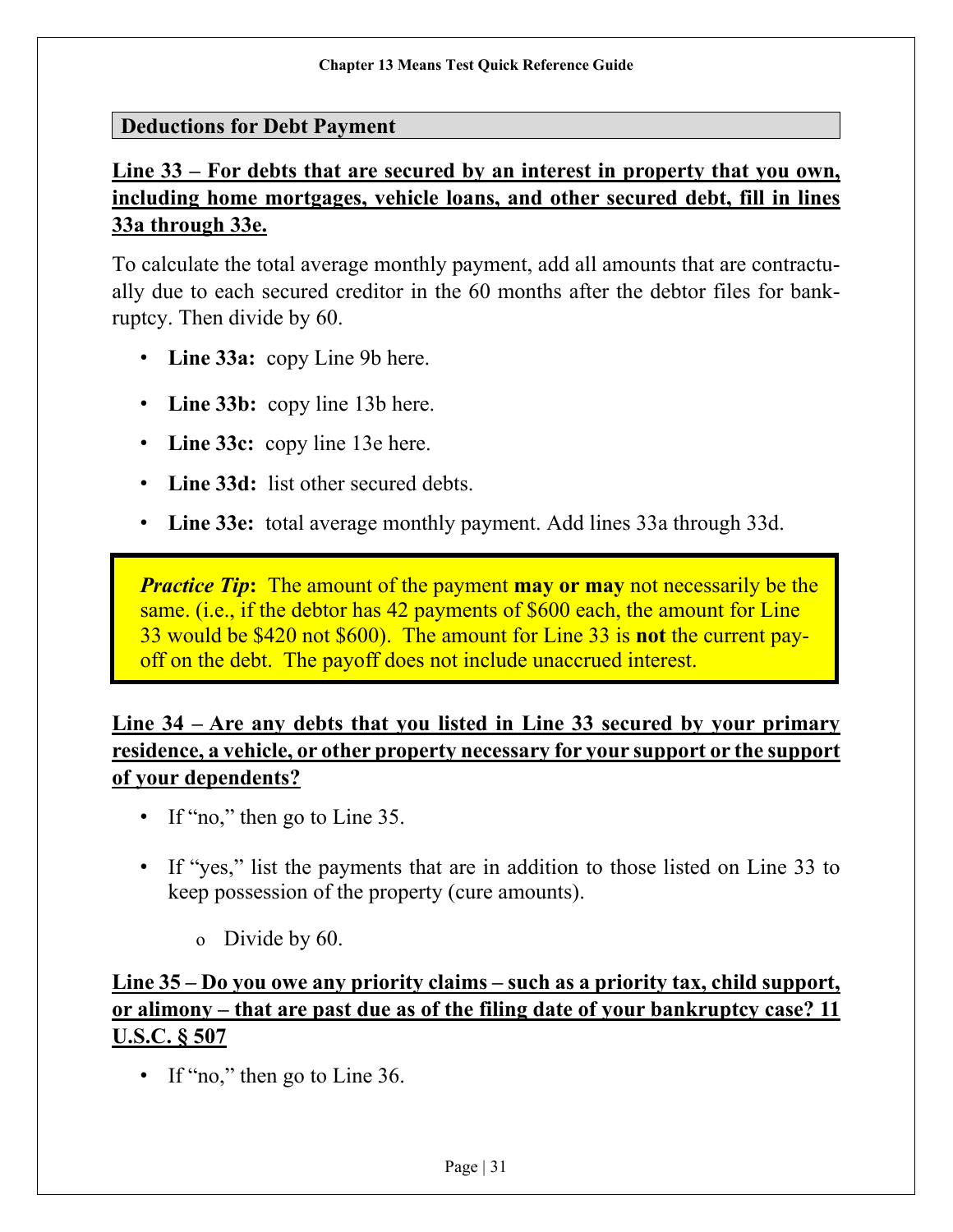## Deductions for Debt Payment

**Line 33 – For debts that are secured by an interest in property that you own, including home mortgages, vehicle loans, and other secured debt, fill in lines 33a through 33e.**

To calculate the total average monthly payment, add all amounts that are contractually due to each secured creditor in the 60 months after the debtor files for bankruptcy. Then divide by 60.

- **Line 33a:** copy Line 9b here.
- **Line 33b:** copy line 13b here.
- **Line 33c:** copy line 13e here.
- **Line 33d:** list other secured debts.
- **Line 33e:** total average monthly payment. Add lines 33a through 33d.

> ***Practice Tip*****:** The amount of the payment **may or may** not necessarily be the same. (i.e., if the debtor has 42 payments of $600 each, the amount for Line 33 would be $420 not $600). The amount for Line 33 is **not** the current pay-off on the debt. The payoff does not include unaccrued interest.

**Line 34 – Are any debts that you listed in Line 33 secured by your primary residence, a vehicle, or other property necessary for your support or the support of your dependents?**

- If "no," then go to Line 35.
- If "yes," list the payments that are in addition to those listed on Line 33 to keep possession of the property (cure amounts).
    - Divide by 60.

**Line 35 – Do you owe any priority claims – such as a priority tax, child support, or alimony – that are past due as of the filing date of your bankruptcy case? 11 U.S.C. § 507**

- If "no," then go to Line 36.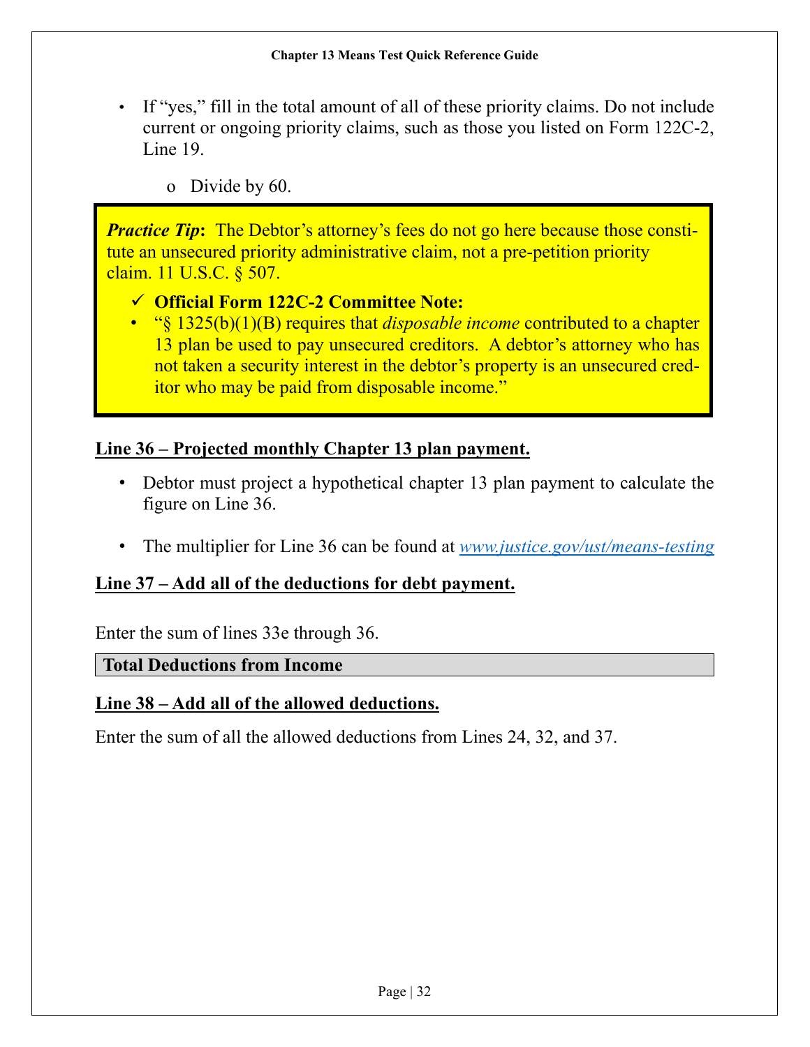- If "yes," fill in the total amount of all of these priority claims. Do not include current or ongoing priority claims, such as those you listed on Form 122C-2, Line 19.
    - Divide by 60.

> ***Practice Tip*:** The Debtor's attorney's fees do not go here because those constitute an unsecured priority administrative claim, not a pre-petition priority claim. 11 U.S.C. § 507.
>
> ✓ **Official Form 122C-2 Committee Note:**
>
> - "§ 1325(b)(1)(B) requires that *disposable income* contributed to a chapter 13 plan be used to pay unsecured creditors. A debtor's attorney who has not taken a security interest in the debtor's property is an unsecured creditor who may be paid from disposable income."

**<u>Line 36 – Projected monthly Chapter 13 plan payment.</u>**

- Debtor must project a hypothetical chapter 13 plan payment to calculate the figure on Line 36.
- The multiplier for Line 36 can be found at [www.justice.gov/ust/means-testing](www.justice.gov/ust/means-testing)

**<u>Line 37 – Add all of the deductions for debt payment.</u>**

Enter the sum of lines 33e through 36.

## Total Deductions from Income

**<u>Line 38 – Add all of the allowed deductions.</u>**

Enter the sum of all the allowed deductions from Lines 24, 32, and 37.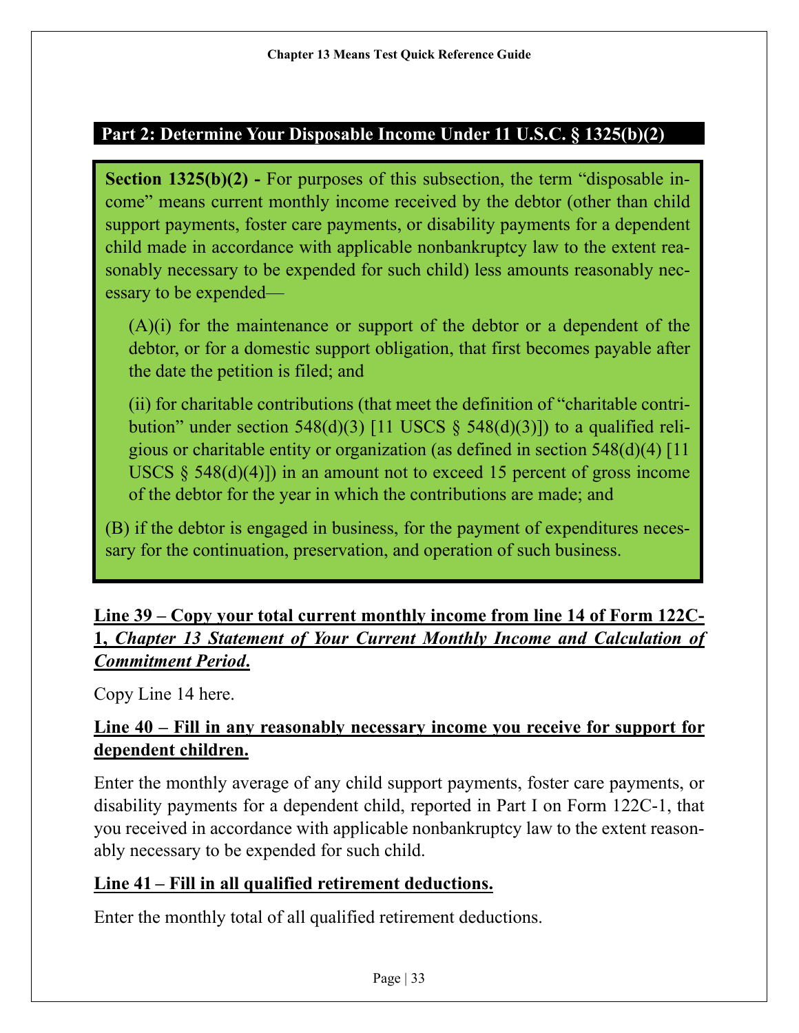## Part 2: Determine Your Disposable Income Under 11 U.S.C. § 1325(b)(2)

> **Section 1325(b)(2) -** For purposes of this subsection, the term "disposable income" means current monthly income received by the debtor (other than child support payments, foster care payments, or disability payments for a dependent child made in accordance with applicable nonbankruptcy law to the extent reasonably necessary to be expended for such child) less amounts reasonably necessary to be expended—
>
> (A)(i) for the maintenance or support of the debtor or a dependent of the debtor, or for a domestic support obligation, that first becomes payable after the date the petition is filed; and
>
> (ii) for charitable contributions (that meet the definition of "charitable contribution" under section 548(d)(3) [11 USCS § 548(d)(3)]) to a qualified religious or charitable entity or organization (as defined in section 548(d)(4) [11 USCS § 548(d)(4)]) in an amount not to exceed 15 percent of gross income of the debtor for the year in which the contributions are made; and
>
> (B) if the debtor is engaged in business, for the payment of expenditures necessary for the continuation, preservation, and operation of such business.

**Line 39 – Copy your total current monthly income from line 14 of Form 122C-1, *Chapter 13 Statement of Your Current Monthly Income and Calculation of Commitment Period*.**

Copy Line 14 here.

**Line 40 – Fill in any reasonably necessary income you receive for support for dependent children.**

Enter the monthly average of any child support payments, foster care payments, or disability payments for a dependent child, reported in Part I on Form 122C-1, that you received in accordance with applicable nonbankruptcy law to the extent reasonably necessary to be expended for such child.

**Line 41 – Fill in all qualified retirement deductions.**

Enter the monthly total of all qualified retirement deductions.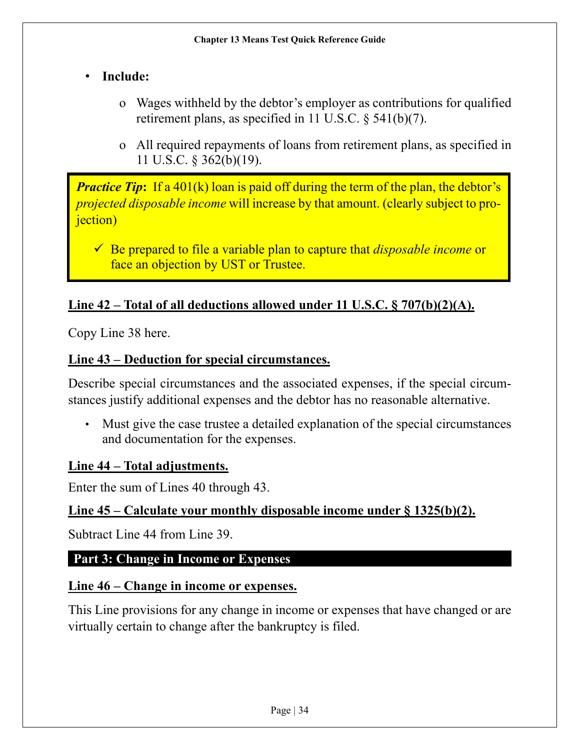- **Include:**
  - Wages withheld by the debtor's employer as contributions for qualified retirement plans, as specified in 11 U.S.C. § 541(b)(7).
  - All required repayments of loans from retirement plans, as specified in 11 U.S.C. § 362(b)(19).

> ***Practice Tip*:** If a 401(k) loan is paid off during the term of the plan, the debtor's *projected disposable income* will increase by that amount. (clearly subject to projection)
>
> ✓ Be prepared to file a variable plan to capture that *disposable income* or face an objection by UST or Trustee.

**Line 42 – Total of all deductions allowed under 11 U.S.C. § 707(b)(2)(A).**

Copy Line 38 here.

**Line 43 – Deduction for special circumstances.**

Describe special circumstances and the associated expenses, if the special circumstances justify additional expenses and the debtor has no reasonable alternative.

- Must give the case trustee a detailed explanation of the special circumstances and documentation for the expenses.

**Line 44 – Total adjustments.**

Enter the sum of Lines 40 through 43.

**Line 45 – Calculate your monthly disposable income under § 1325(b)(2).**

Subtract Line 44 from Line 39.

## Part 3: Change in Income or Expenses

**Line 46 – Change in income or expenses.**

This Line provisions for any change in income or expenses that have changed or are virtually certain to change after the bankruptcy is filed.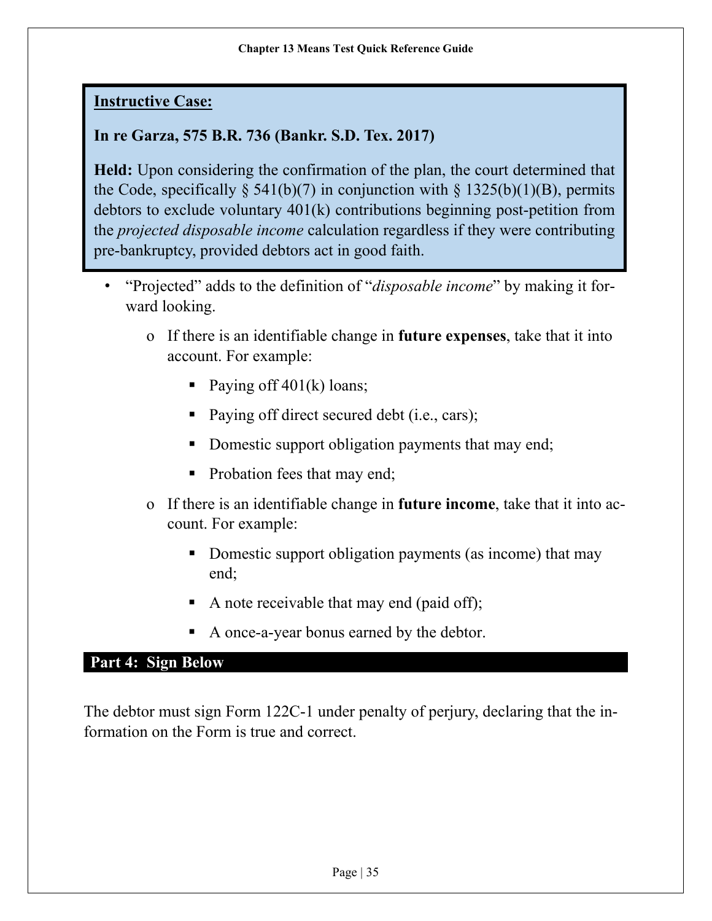**Instructive Case:**

**In re Garza, 575 B.R. 736 (Bankr. S.D. Tex. 2017)**

**Held:** Upon considering the confirmation of the plan, the court determined that the Code, specifically § 541(b)(7) in conjunction with § 1325(b)(1)(B), permits debtors to exclude voluntary 401(k) contributions beginning post-petition from the *projected disposable income* calculation regardless if they were contributing pre-bankruptcy, provided debtors act in good faith.

- "Projected" adds to the definition of "*disposable income*" by making it forward looking.
    - If there is an identifiable change in **future expenses**, take that it into account. For example:
        - Paying off 401(k) loans;
        - Paying off direct secured debt (i.e., cars);
        - Domestic support obligation payments that may end;
        - Probation fees that may end;
    - If there is an identifiable change in **future income**, take that it into account. For example:
        - Domestic support obligation payments (as income) that may end;
        - A note receivable that may end (paid off);
        - A once-a-year bonus earned by the debtor.

## Part 4: Sign Below

The debtor must sign Form 122C-1 under penalty of perjury, declaring that the information on the Form is true and correct.